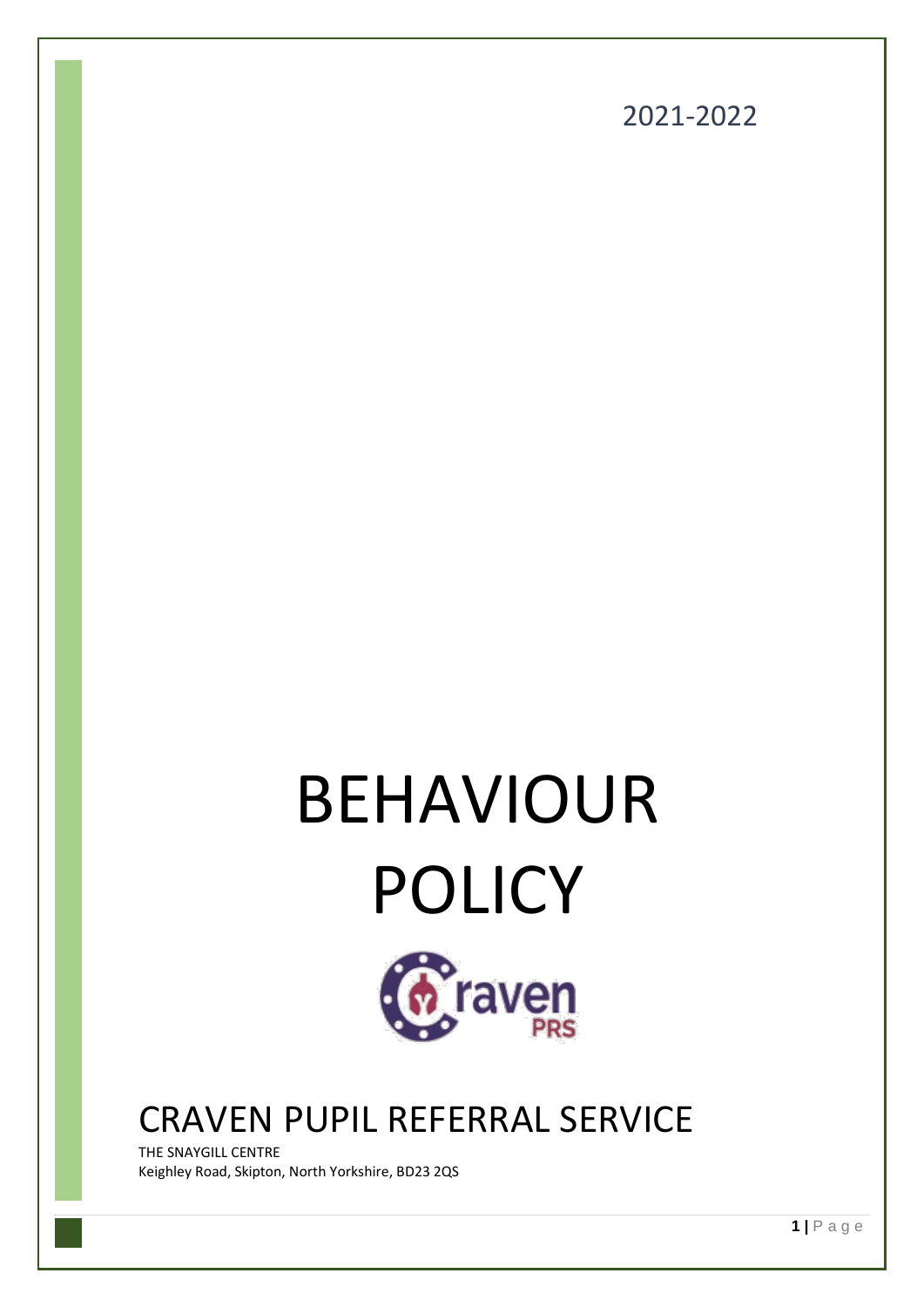2021-2022

# BEHAVIOUR POLICY

## CRAVEN PUPIL REFERRAL SERVICE

THE SNAYGILL CENTRE
Keighley Road, Skipton, North Yorkshire, BD23 2QS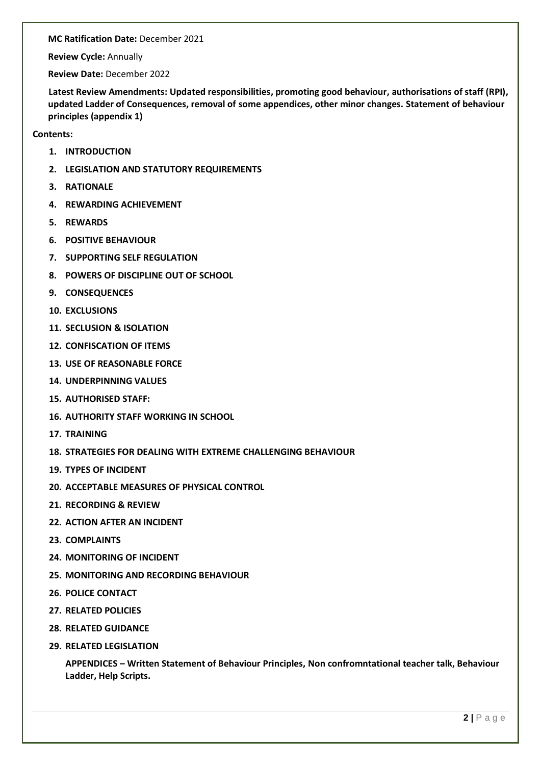**MC Ratification Date:** December 2021

**Review Cycle:** Annually

**Review Date:** December 2022

**Latest Review Amendments: Updated responsibilities, promoting good behaviour, authorisations of staff (RPI), updated Ladder of Consequences, removal of some appendices, other minor changes. Statement of behaviour principles (appendix 1)**

**Contents:**

1. **INTRODUCTION**
2. **LEGISLATION AND STATUTORY REQUIREMENTS**
3. **RATIONALE**
4. **REWARDING ACHIEVEMENT**
5. **REWARDS**
6. **POSITIVE BEHAVIOUR**
7. **SUPPORTING SELF REGULATION**
8. **POWERS OF DISCIPLINE OUT OF SCHOOL**
9. **CONSEQUENCES**
10. **EXCLUSIONS**
11. **SECLUSION & ISOLATION**
12. **CONFISCATION OF ITEMS**
13. **USE OF REASONABLE FORCE**
14. **UNDERPINNING VALUES**
15. **AUTHORISED STAFF:**
16. **AUTHORITY STAFF WORKING IN SCHOOL**
17. **TRAINING**
18. **STRATEGIES FOR DEALING WITH EXTREME CHALLENGING BEHAVIOUR**
19. **TYPES OF INCIDENT**
20. **ACCEPTABLE MEASURES OF PHYSICAL CONTROL**
21. **RECORDING & REVIEW**
22. **ACTION AFTER AN INCIDENT**
23. **COMPLAINTS**
24. **MONITORING OF INCIDENT**
25. **MONITORING AND RECORDING BEHAVIOUR**
26. **POLICE CONTACT**
27. **RELATED POLICIES**
28. **RELATED GUIDANCE**
29. **RELATED LEGISLATION**

**APPENDICES – Written Statement of Behaviour Principles, Non confromntational teacher talk, Behaviour Ladder, Help Scripts.**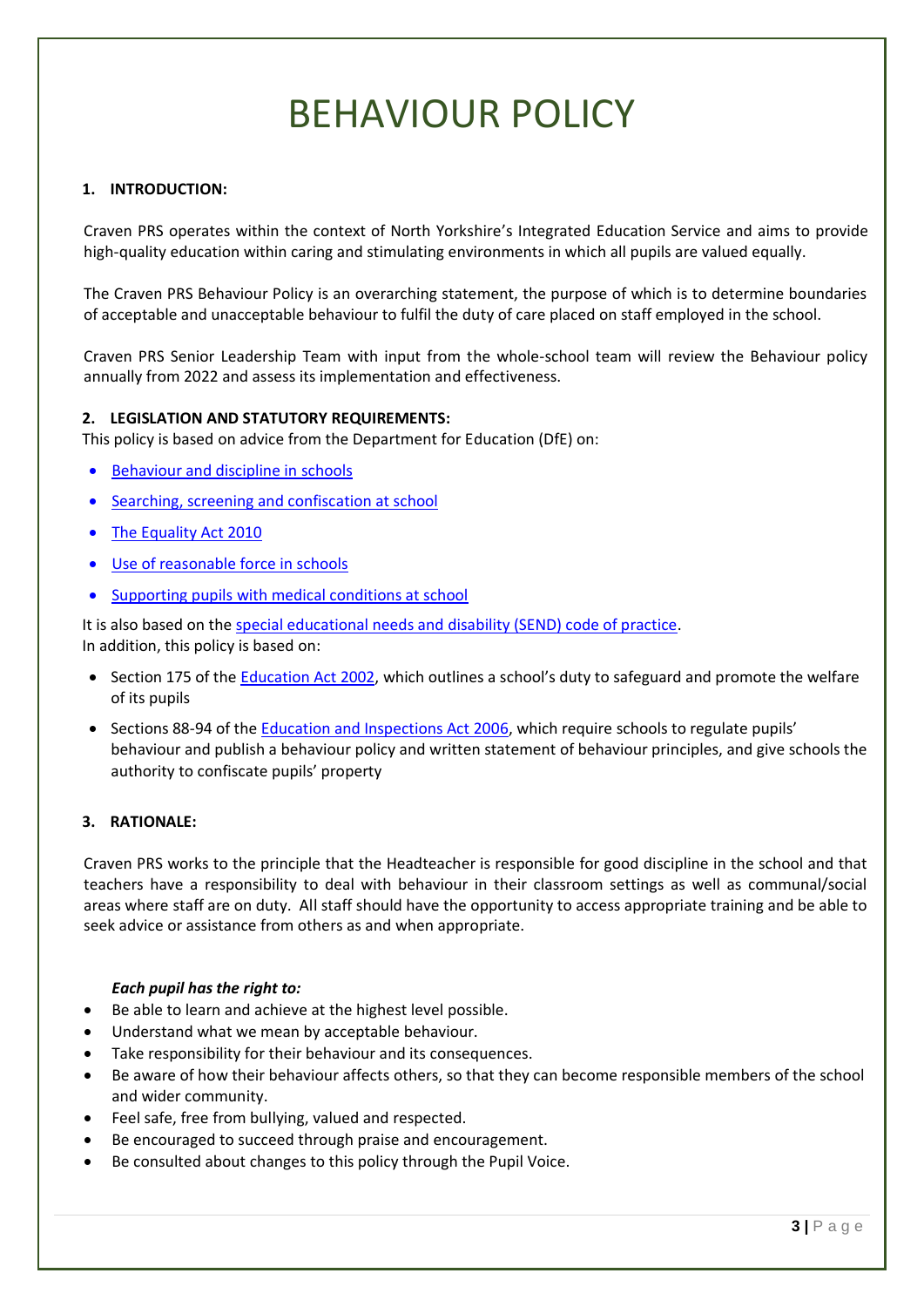# BEHAVIOUR POLICY

## 1. INTRODUCTION:

Craven PRS operates within the context of North Yorkshire's Integrated Education Service and aims to provide high-quality education within caring and stimulating environments in which all pupils are valued equally.

The Craven PRS Behaviour Policy is an overarching statement, the purpose of which is to determine boundaries of acceptable and unacceptable behaviour to fulfil the duty of care placed on staff employed in the school.

Craven PRS Senior Leadership Team with input from the whole-school team will review the Behaviour policy annually from 2022 and assess its implementation and effectiveness.

## 2. LEGISLATION AND STATUTORY REQUIREMENTS:

This policy is based on advice from the Department for Education (DfE) on:

- Behaviour and discipline in schools
- Searching, screening and confiscation at school
- The Equality Act 2010
- Use of reasonable force in schools
- Supporting pupils with medical conditions at school

It is also based on the special educational needs and disability (SEND) code of practice.
In addition, this policy is based on:

- Section 175 of the Education Act 2002, which outlines a school's duty to safeguard and promote the welfare of its pupils
- Sections 88-94 of the Education and Inspections Act 2006, which require schools to regulate pupils' behaviour and publish a behaviour policy and written statement of behaviour principles, and give schools the authority to confiscate pupils' property

## 3. RATIONALE:

Craven PRS works to the principle that the Headteacher is responsible for good discipline in the school and that teachers have a responsibility to deal with behaviour in their classroom settings as well as communal/social areas where staff are on duty. All staff should have the opportunity to access appropriate training and be able to seek advice or assistance from others as and when appropriate.

***Each pupil has the right to:***

- Be able to learn and achieve at the highest level possible.
- Understand what we mean by acceptable behaviour.
- Take responsibility for their behaviour and its consequences.
- Be aware of how their behaviour affects others, so that they can become responsible members of the school and wider community.
- Feel safe, free from bullying, valued and respected.
- Be encouraged to succeed through praise and encouragement.
- Be consulted about changes to this policy through the Pupil Voice.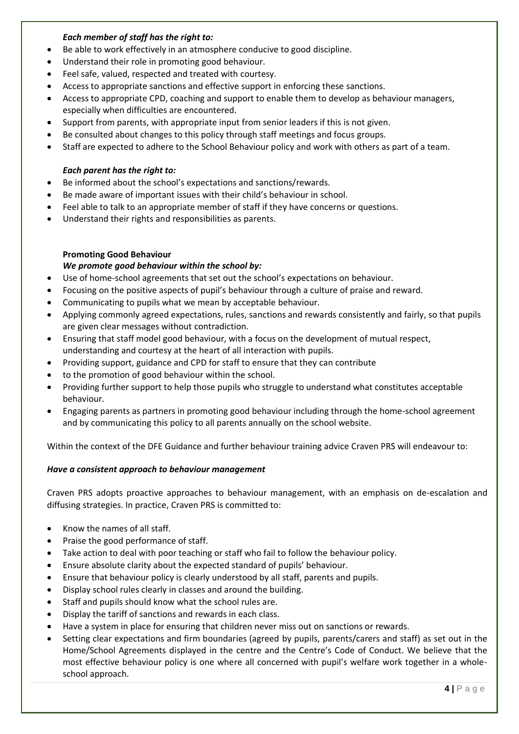***Each member of staff has the right to:***

- Be able to work effectively in an atmosphere conducive to good discipline.
- Understand their role in promoting good behaviour.
- Feel safe, valued, respected and treated with courtesy.
- Access to appropriate sanctions and effective support in enforcing these sanctions.
- Access to appropriate CPD, coaching and support to enable them to develop as behaviour managers, especially when difficulties are encountered.
- Support from parents, with appropriate input from senior leaders if this is not given.
- Be consulted about changes to this policy through staff meetings and focus groups.
- Staff are expected to adhere to the School Behaviour policy and work with others as part of a team.

***Each parent has the right to:***

- Be informed about the school's expectations and sanctions/rewards.
- Be made aware of important issues with their child's behaviour in school.
- Feel able to talk to an appropriate member of staff if they have concerns or questions.
- Understand their rights and responsibilities as parents.

**Promoting Good Behaviour**

***We promote good behaviour within the school by:***

- Use of home-school agreements that set out the school's expectations on behaviour.
- Focusing on the positive aspects of pupil's behaviour through a culture of praise and reward.
- Communicating to pupils what we mean by acceptable behaviour.
- Applying commonly agreed expectations, rules, sanctions and rewards consistently and fairly, so that pupils are given clear messages without contradiction.
- Ensuring that staff model good behaviour, with a focus on the development of mutual respect, understanding and courtesy at the heart of all interaction with pupils.
- Providing support, guidance and CPD for staff to ensure that they can contribute
- to the promotion of good behaviour within the school.
- Providing further support to help those pupils who struggle to understand what constitutes acceptable behaviour.
- Engaging parents as partners in promoting good behaviour including through the home-school agreement and by communicating this policy to all parents annually on the school website.

Within the context of the DFE Guidance and further behaviour training advice Craven PRS will endeavour to:

***Have a consistent approach to behaviour management***

Craven PRS adopts proactive approaches to behaviour management, with an emphasis on de-escalation and diffusing strategies. In practice, Craven PRS is committed to:

- Know the names of all staff.
- Praise the good performance of staff.
- Take action to deal with poor teaching or staff who fail to follow the behaviour policy.
- Ensure absolute clarity about the expected standard of pupils' behaviour.
- Ensure that behaviour policy is clearly understood by all staff, parents and pupils.
- Display school rules clearly in classes and around the building.
- Staff and pupils should know what the school rules are.
- Display the tariff of sanctions and rewards in each class.
- Have a system in place for ensuring that children never miss out on sanctions or rewards.
- Setting clear expectations and firm boundaries (agreed by pupils, parents/carers and staff) as set out in the Home/School Agreements displayed in the centre and the Centre's Code of Conduct. We believe that the most effective behaviour policy is one where all concerned with pupil's welfare work together in a whole-school approach.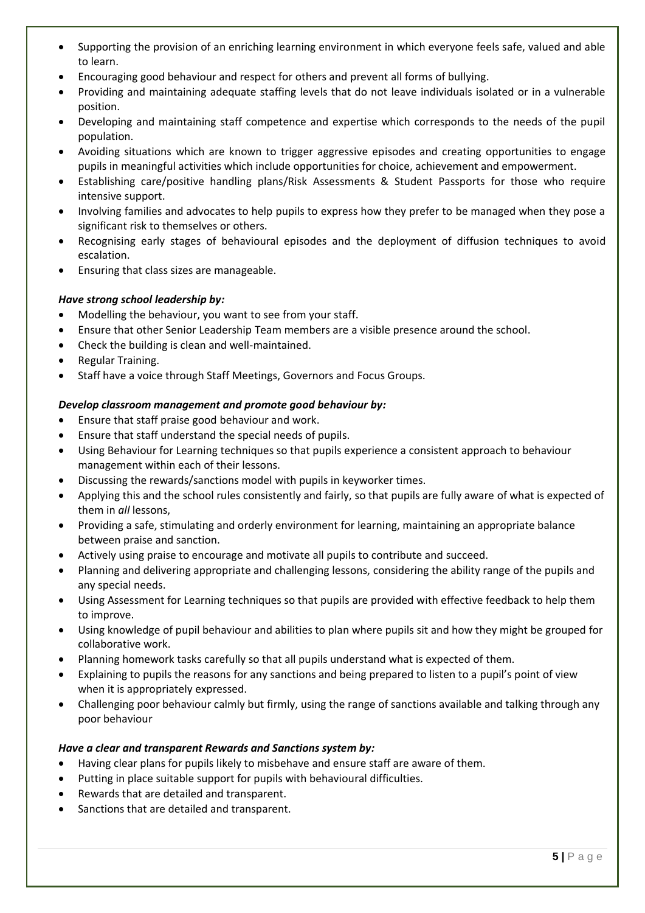- Supporting the provision of an enriching learning environment in which everyone feels safe, valued and able to learn.
- Encouraging good behaviour and respect for others and prevent all forms of bullying.
- Providing and maintaining adequate staffing levels that do not leave individuals isolated or in a vulnerable position.
- Developing and maintaining staff competence and expertise which corresponds to the needs of the pupil population.
- Avoiding situations which are known to trigger aggressive episodes and creating opportunities to engage pupils in meaningful activities which include opportunities for choice, achievement and empowerment.
- Establishing care/positive handling plans/Risk Assessments & Student Passports for those who require intensive support.
- Involving families and advocates to help pupils to express how they prefer to be managed when they pose a significant risk to themselves or others.
- Recognising early stages of behavioural episodes and the deployment of diffusion techniques to avoid escalation.
- Ensuring that class sizes are manageable.

***Have strong school leadership by:***

- Modelling the behaviour, you want to see from your staff.
- Ensure that other Senior Leadership Team members are a visible presence around the school.
- Check the building is clean and well-maintained.
- Regular Training.
- Staff have a voice through Staff Meetings, Governors and Focus Groups.

***Develop classroom management and promote good behaviour by:***

- Ensure that staff praise good behaviour and work.
- Ensure that staff understand the special needs of pupils.
- Using Behaviour for Learning techniques so that pupils experience a consistent approach to behaviour management within each of their lessons.
- Discussing the rewards/sanctions model with pupils in keyworker times.
- Applying this and the school rules consistently and fairly, so that pupils are fully aware of what is expected of them in *all* lessons,
- Providing a safe, stimulating and orderly environment for learning, maintaining an appropriate balance between praise and sanction.
- Actively using praise to encourage and motivate all pupils to contribute and succeed.
- Planning and delivering appropriate and challenging lessons, considering the ability range of the pupils and any special needs.
- Using Assessment for Learning techniques so that pupils are provided with effective feedback to help them to improve.
- Using knowledge of pupil behaviour and abilities to plan where pupils sit and how they might be grouped for collaborative work.
- Planning homework tasks carefully so that all pupils understand what is expected of them.
- Explaining to pupils the reasons for any sanctions and being prepared to listen to a pupil's point of view when it is appropriately expressed.
- Challenging poor behaviour calmly but firmly, using the range of sanctions available and talking through any poor behaviour

***Have a clear and transparent Rewards and Sanctions system by:***

- Having clear plans for pupils likely to misbehave and ensure staff are aware of them.
- Putting in place suitable support for pupils with behavioural difficulties.
- Rewards that are detailed and transparent.
- Sanctions that are detailed and transparent.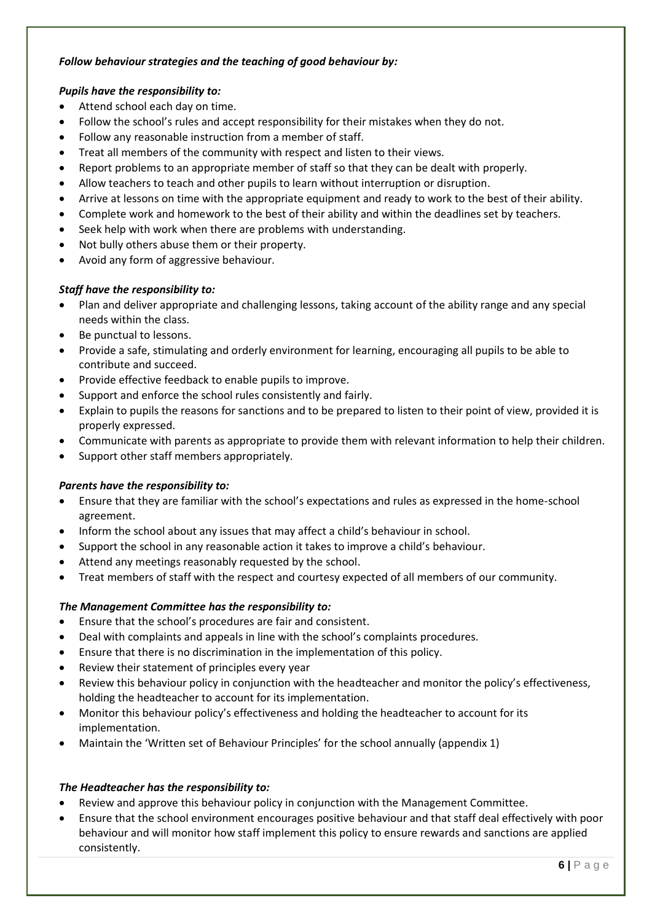***Follow behaviour strategies and the teaching of good behaviour by:***

***Pupils have the responsibility to:***

- Attend school each day on time.
- Follow the school's rules and accept responsibility for their mistakes when they do not.
- Follow any reasonable instruction from a member of staff.
- Treat all members of the community with respect and listen to their views.
- Report problems to an appropriate member of staff so that they can be dealt with properly.
- Allow teachers to teach and other pupils to learn without interruption or disruption.
- Arrive at lessons on time with the appropriate equipment and ready to work to the best of their ability.
- Complete work and homework to the best of their ability and within the deadlines set by teachers.
- Seek help with work when there are problems with understanding.
- Not bully others abuse them or their property.
- Avoid any form of aggressive behaviour.

***Staff have the responsibility to:***

- Plan and deliver appropriate and challenging lessons, taking account of the ability range and any special needs within the class.
- Be punctual to lessons.
- Provide a safe, stimulating and orderly environment for learning, encouraging all pupils to be able to contribute and succeed.
- Provide effective feedback to enable pupils to improve.
- Support and enforce the school rules consistently and fairly.
- Explain to pupils the reasons for sanctions and to be prepared to listen to their point of view, provided it is properly expressed.
- Communicate with parents as appropriate to provide them with relevant information to help their children.
- Support other staff members appropriately.

***Parents have the responsibility to:***

- Ensure that they are familiar with the school's expectations and rules as expressed in the home-school agreement.
- Inform the school about any issues that may affect a child's behaviour in school.
- Support the school in any reasonable action it takes to improve a child's behaviour.
- Attend any meetings reasonably requested by the school.
- Treat members of staff with the respect and courtesy expected of all members of our community.

***The Management Committee has the responsibility to:***

- Ensure that the school's procedures are fair and consistent.
- Deal with complaints and appeals in line with the school's complaints procedures.
- Ensure that there is no discrimination in the implementation of this policy.
- Review their statement of principles every year
- Review this behaviour policy in conjunction with the headteacher and monitor the policy's effectiveness, holding the headteacher to account for its implementation.
- Monitor this behaviour policy's effectiveness and holding the headteacher to account for its implementation.
- Maintain the 'Written set of Behaviour Principles' for the school annually (appendix 1)

***The Headteacher has the responsibility to:***

- Review and approve this behaviour policy in conjunction with the Management Committee.
- Ensure that the school environment encourages positive behaviour and that staff deal effectively with poor behaviour and will monitor how staff implement this policy to ensure rewards and sanctions are applied consistently.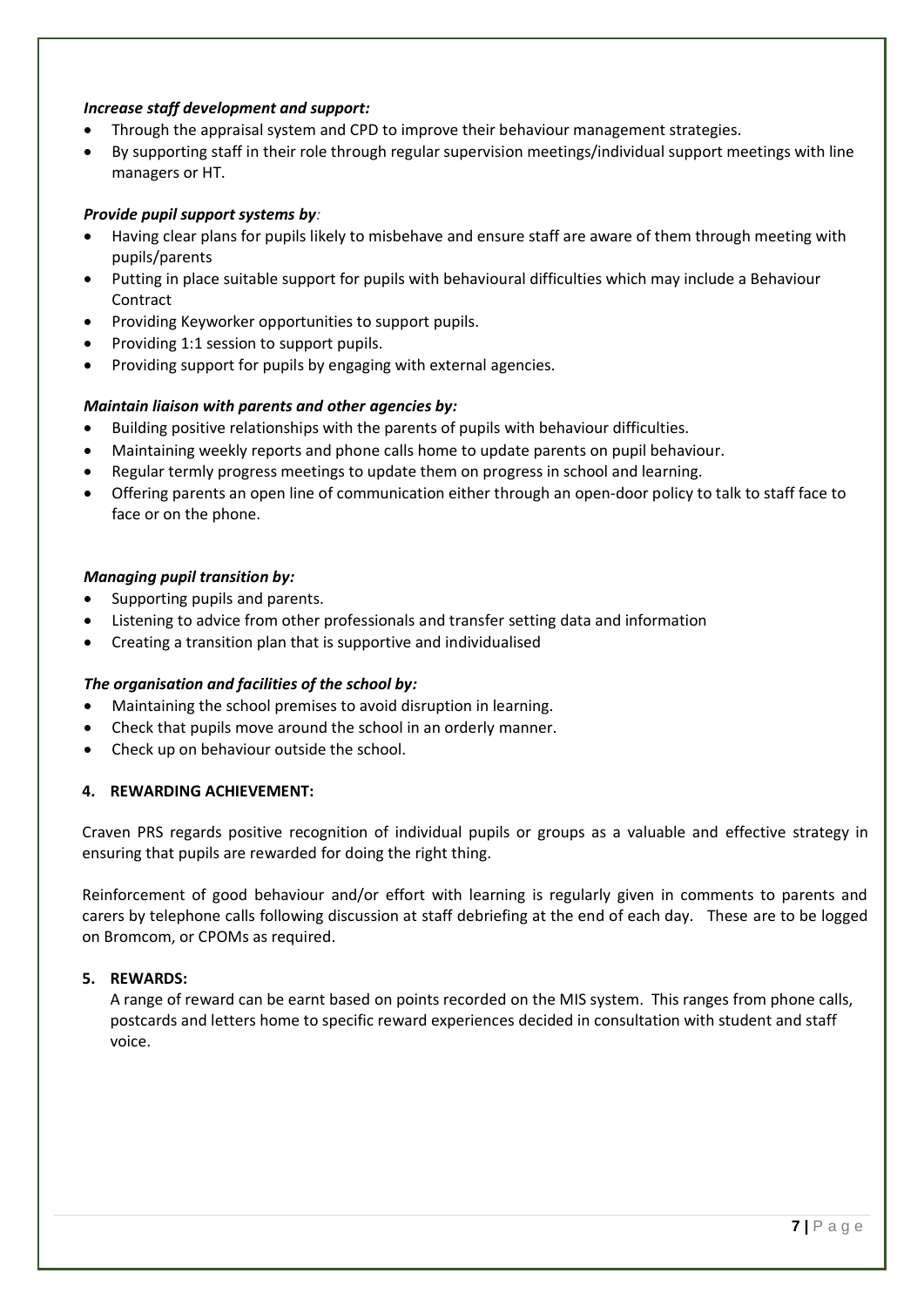***Increase staff development and support:***

- Through the appraisal system and CPD to improve their behaviour management strategies.
- By supporting staff in their role through regular supervision meetings/individual support meetings with line managers or HT.

***Provide pupil support systems by:***

- Having clear plans for pupils likely to misbehave and ensure staff are aware of them through meeting with pupils/parents
- Putting in place suitable support for pupils with behavioural difficulties which may include a Behaviour Contract
- Providing Keyworker opportunities to support pupils.
- Providing 1:1 session to support pupils.
- Providing support for pupils by engaging with external agencies.

***Maintain liaison with parents and other agencies by:***

- Building positive relationships with the parents of pupils with behaviour difficulties.
- Maintaining weekly reports and phone calls home to update parents on pupil behaviour.
- Regular termly progress meetings to update them on progress in school and learning.
- Offering parents an open line of communication either through an open-door policy to talk to staff face to face or on the phone.

***Managing pupil transition by:***

- Supporting pupils and parents.
- Listening to advice from other professionals and transfer setting data and information
- Creating a transition plan that is supportive and individualised

***The organisation and facilities of the school by:***

- Maintaining the school premises to avoid disruption in learning.
- Check that pupils move around the school in an orderly manner.
- Check up on behaviour outside the school.

## 4. REWARDING ACHIEVEMENT:

Craven PRS regards positive recognition of individual pupils or groups as a valuable and effective strategy in ensuring that pupils are rewarded for doing the right thing.

Reinforcement of good behaviour and/or effort with learning is regularly given in comments to parents and carers by telephone calls following discussion at staff debriefing at the end of each day. These are to be logged on Bromcom, or CPOMs as required.

## 5. REWARDS:

A range of reward can be earnt based on points recorded on the MIS system. This ranges from phone calls, postcards and letters home to specific reward experiences decided in consultation with student and staff voice.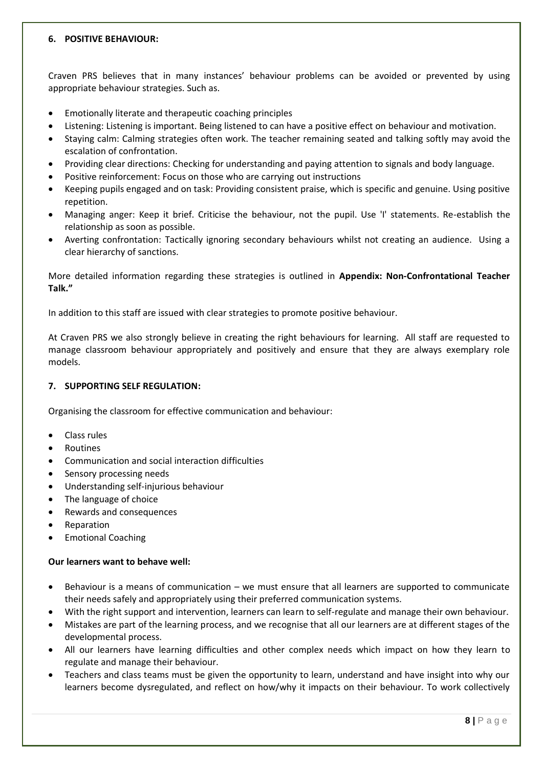## 6. POSITIVE BEHAVIOUR:

Craven PRS believes that in many instances' behaviour problems can be avoided or prevented by using appropriate behaviour strategies. Such as.

- Emotionally literate and therapeutic coaching principles
- Listening: Listening is important. Being listened to can have a positive effect on behaviour and motivation.
- Staying calm: Calming strategies often work. The teacher remaining seated and talking softly may avoid the escalation of confrontation.
- Providing clear directions: Checking for understanding and paying attention to signals and body language.
- Positive reinforcement: Focus on those who are carrying out instructions
- Keeping pupils engaged and on task: Providing consistent praise, which is specific and genuine. Using positive repetition.
- Managing anger: Keep it brief. Criticise the behaviour, not the pupil. Use 'I' statements. Re-establish the relationship as soon as possible.
- Averting confrontation: Tactically ignoring secondary behaviours whilst not creating an audience. Using a clear hierarchy of sanctions.

More detailed information regarding these strategies is outlined in **Appendix: Non-Confrontational Teacher Talk."**

In addition to this staff are issued with clear strategies to promote positive behaviour.

At Craven PRS we also strongly believe in creating the right behaviours for learning. All staff are requested to manage classroom behaviour appropriately and positively and ensure that they are always exemplary role models.

## 7. SUPPORTING SELF REGULATION:

Organising the classroom for effective communication and behaviour:

- Class rules
- Routines
- Communication and social interaction difficulties
- Sensory processing needs
- Understanding self-injurious behaviour
- The language of choice
- Rewards and consequences
- Reparation
- Emotional Coaching

**Our learners want to behave well:**

- Behaviour is a means of communication – we must ensure that all learners are supported to communicate their needs safely and appropriately using their preferred communication systems.
- With the right support and intervention, learners can learn to self-regulate and manage their own behaviour.
- Mistakes are part of the learning process, and we recognise that all our learners are at different stages of the developmental process.
- All our learners have learning difficulties and other complex needs which impact on how they learn to regulate and manage their behaviour.
- Teachers and class teams must be given the opportunity to learn, understand and have insight into why our learners become dysregulated, and reflect on how/why it impacts on their behaviour. To work collectively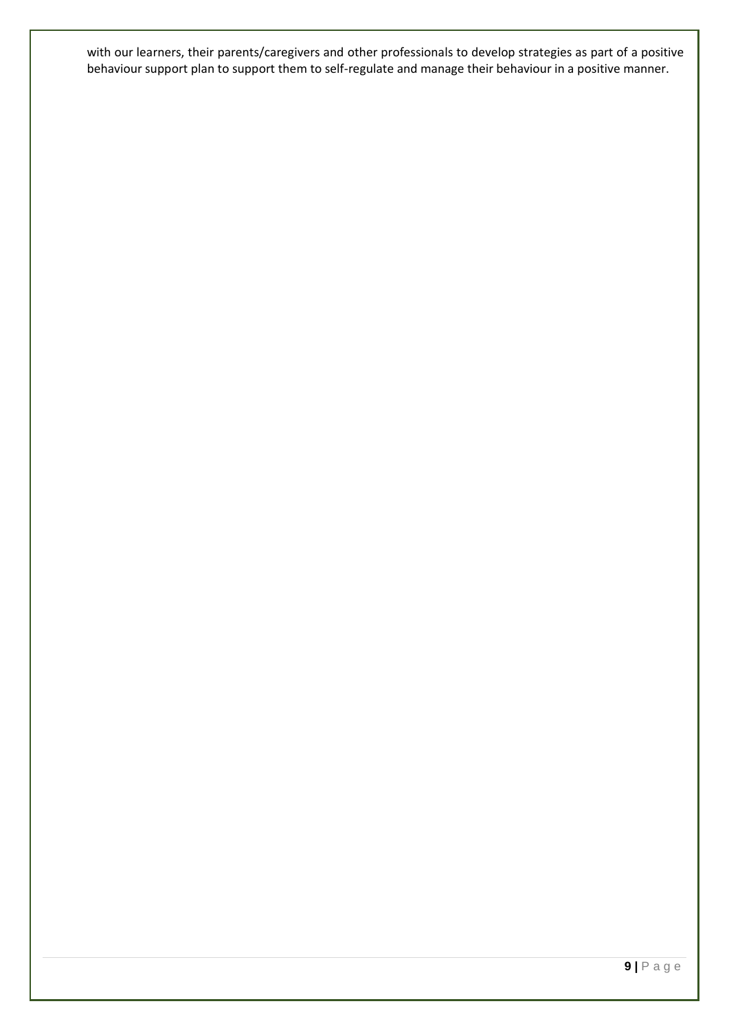with our learners, their parents/caregivers and other professionals to develop strategies as part of a positive behaviour support plan to support them to self-regulate and manage their behaviour in a positive manner.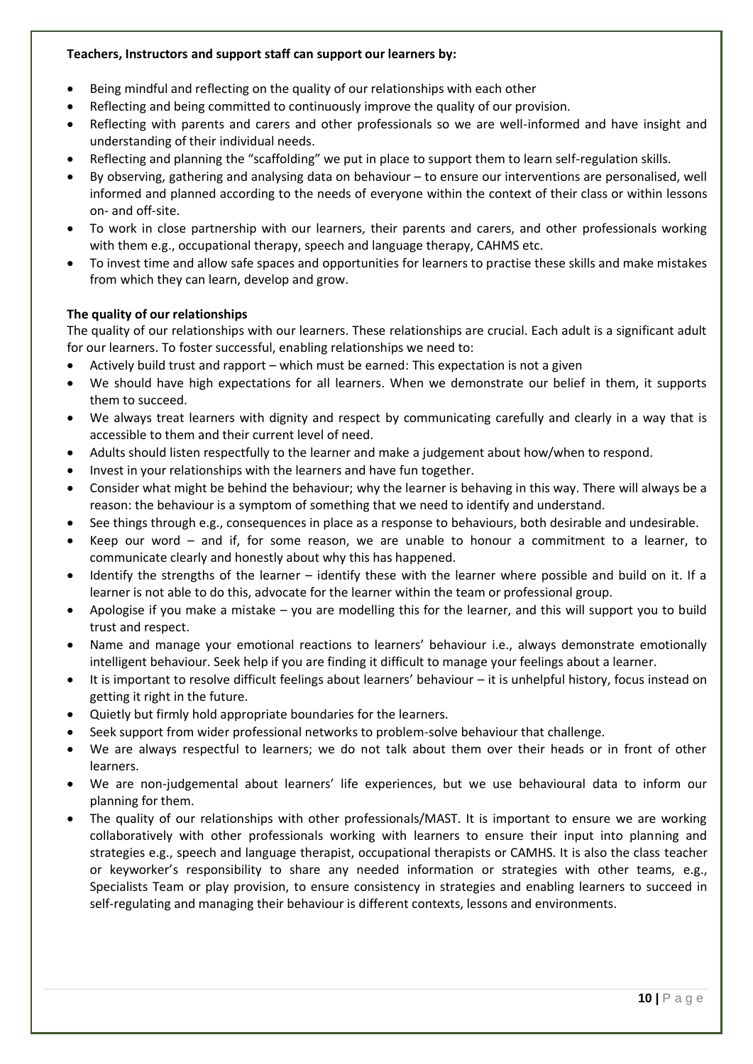**Teachers, Instructors and support staff can support our learners by:**

- Being mindful and reflecting on the quality of our relationships with each other
- Reflecting and being committed to continuously improve the quality of our provision.
- Reflecting with parents and carers and other professionals so we are well-informed and have insight and understanding of their individual needs.
- Reflecting and planning the "scaffolding" we put in place to support them to learn self-regulation skills.
- By observing, gathering and analysing data on behaviour – to ensure our interventions are personalised, well informed and planned according to the needs of everyone within the context of their class or within lessons on- and off-site.
- To work in close partnership with our learners, their parents and carers, and other professionals working with them e.g., occupational therapy, speech and language therapy, CAHMS etc.
- To invest time and allow safe spaces and opportunities for learners to practise these skills and make mistakes from which they can learn, develop and grow.

**The quality of our relationships**

The quality of our relationships with our learners. These relationships are crucial. Each adult is a significant adult for our learners. To foster successful, enabling relationships we need to:

- Actively build trust and rapport – which must be earned: This expectation is not a given
- We should have high expectations for all learners. When we demonstrate our belief in them, it supports them to succeed.
- We always treat learners with dignity and respect by communicating carefully and clearly in a way that is accessible to them and their current level of need.
- Adults should listen respectfully to the learner and make a judgement about how/when to respond.
- Invest in your relationships with the learners and have fun together.
- Consider what might be behind the behaviour; why the learner is behaving in this way. There will always be a reason: the behaviour is a symptom of something that we need to identify and understand.
- See things through e.g., consequences in place as a response to behaviours, both desirable and undesirable.
- Keep our word – and if, for some reason, we are unable to honour a commitment to a learner, to communicate clearly and honestly about why this has happened.
- Identify the strengths of the learner – identify these with the learner where possible and build on it. If a learner is not able to do this, advocate for the learner within the team or professional group.
- Apologise if you make a mistake – you are modelling this for the learner, and this will support you to build trust and respect.
- Name and manage your emotional reactions to learners' behaviour i.e., always demonstrate emotionally intelligent behaviour. Seek help if you are finding it difficult to manage your feelings about a learner.
- It is important to resolve difficult feelings about learners' behaviour – it is unhelpful history, focus instead on getting it right in the future.
- Quietly but firmly hold appropriate boundaries for the learners.
- Seek support from wider professional networks to problem-solve behaviour that challenge.
- We are always respectful to learners; we do not talk about them over their heads or in front of other learners.
- We are non-judgemental about learners' life experiences, but we use behavioural data to inform our planning for them.
- The quality of our relationships with other professionals/MAST. It is important to ensure we are working collaboratively with other professionals working with learners to ensure their input into planning and strategies e.g., speech and language therapist, occupational therapists or CAMHS. It is also the class teacher or keyworker's responsibility to share any needed information or strategies with other teams, e.g., Specialists Team or play provision, to ensure consistency in strategies and enabling learners to succeed in self-regulating and managing their behaviour is different contexts, lessons and environments.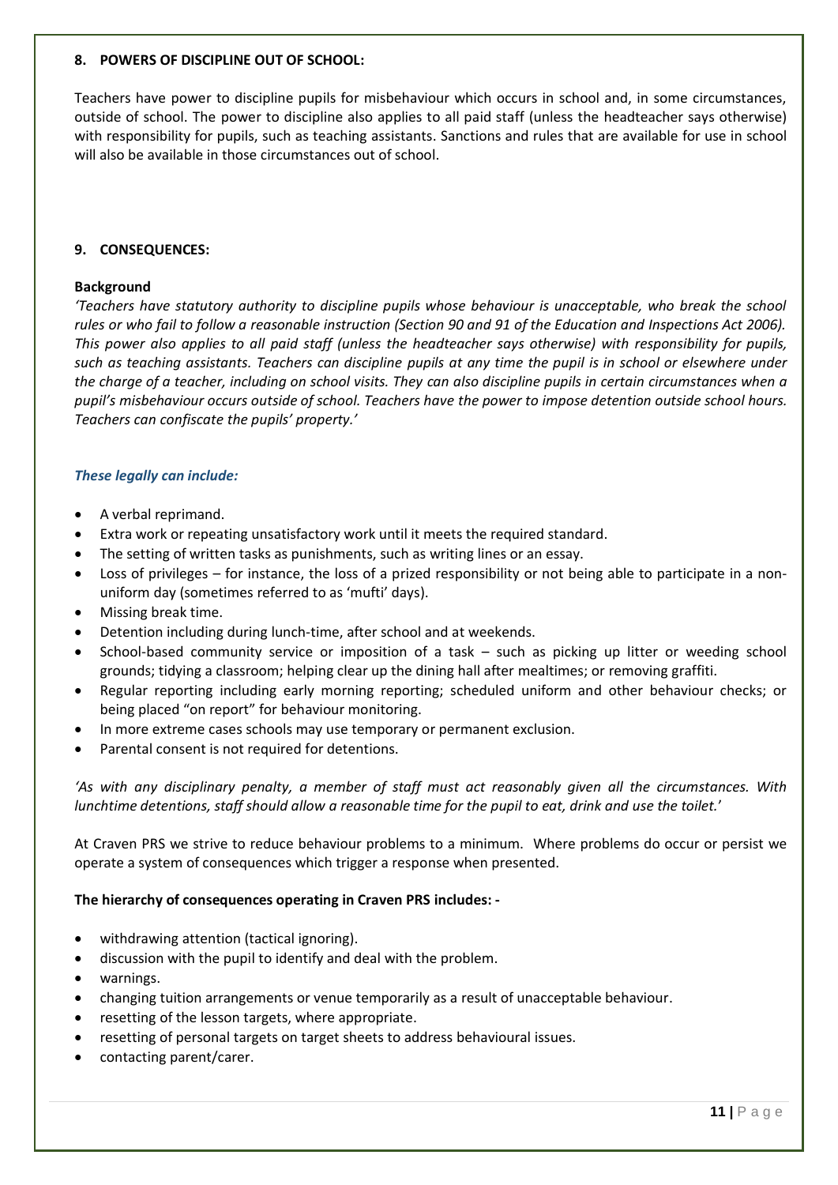## 8. POWERS OF DISCIPLINE OUT OF SCHOOL:

Teachers have power to discipline pupils for misbehaviour which occurs in school and, in some circumstances, outside of school. The power to discipline also applies to all paid staff (unless the headteacher says otherwise) with responsibility for pupils, such as teaching assistants. Sanctions and rules that are available for use in school will also be available in those circumstances out of school.

## 9. CONSEQUENCES:

**Background**

*'Teachers have statutory authority to discipline pupils whose behaviour is unacceptable, who break the school rules or who fail to follow a reasonable instruction (Section 90 and 91 of the Education and Inspections Act 2006). This power also applies to all paid staff (unless the headteacher says otherwise) with responsibility for pupils, such as teaching assistants. Teachers can discipline pupils at any time the pupil is in school or elsewhere under the charge of a teacher, including on school visits. They can also discipline pupils in certain circumstances when a pupil's misbehaviour occurs outside of school. Teachers have the power to impose detention outside school hours. Teachers can confiscate the pupils' property.'*

***These legally can include:***

- A verbal reprimand.
- Extra work or repeating unsatisfactory work until it meets the required standard.
- The setting of written tasks as punishments, such as writing lines or an essay.
- Loss of privileges – for instance, the loss of a prized responsibility or not being able to participate in a non-uniform day (sometimes referred to as 'mufti' days).
- Missing break time.
- Detention including during lunch-time, after school and at weekends.
- School-based community service or imposition of a task – such as picking up litter or weeding school grounds; tidying a classroom; helping clear up the dining hall after mealtimes; or removing graffiti.
- Regular reporting including early morning reporting; scheduled uniform and other behaviour checks; or being placed "on report" for behaviour monitoring.
- In more extreme cases schools may use temporary or permanent exclusion.
- Parental consent is not required for detentions.

*'As with any disciplinary penalty, a member of staff must act reasonably given all the circumstances. With lunchtime detentions, staff should allow a reasonable time for the pupil to eat, drink and use the toilet.'*

At Craven PRS we strive to reduce behaviour problems to a minimum. Where problems do occur or persist we operate a system of consequences which trigger a response when presented.

**The hierarchy of consequences operating in Craven PRS includes: -**

- withdrawing attention (tactical ignoring).
- discussion with the pupil to identify and deal with the problem.
- warnings.
- changing tuition arrangements or venue temporarily as a result of unacceptable behaviour.
- resetting of the lesson targets, where appropriate.
- resetting of personal targets on target sheets to address behavioural issues.
- contacting parent/carer.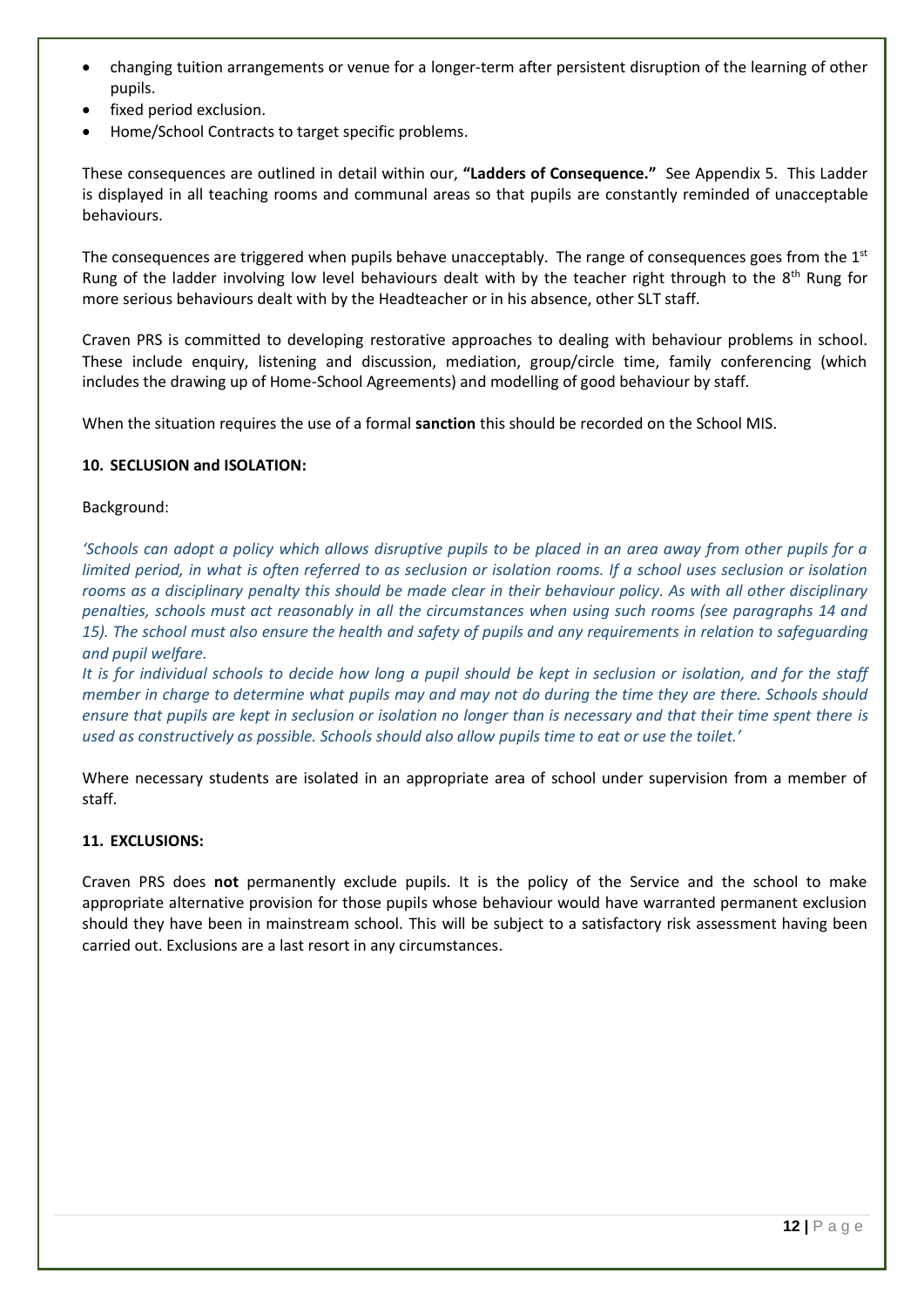- changing tuition arrangements or venue for a longer-term after persistent disruption of the learning of other pupils.
- fixed period exclusion.
- Home/School Contracts to target specific problems.

These consequences are outlined in detail within our, **"Ladders of Consequence."** See Appendix 5. This Ladder is displayed in all teaching rooms and communal areas so that pupils are constantly reminded of unacceptable behaviours.

The consequences are triggered when pupils behave unacceptably. The range of consequences goes from the 1st Rung of the ladder involving low level behaviours dealt with by the teacher right through to the 8th Rung for more serious behaviours dealt with by the Headteacher or in his absence, other SLT staff.

Craven PRS is committed to developing restorative approaches to dealing with behaviour problems in school. These include enquiry, listening and discussion, mediation, group/circle time, family conferencing (which includes the drawing up of Home-School Agreements) and modelling of good behaviour by staff.

When the situation requires the use of a formal **sanction** this should be recorded on the School MIS.

**10. SECLUSION and ISOLATION:**

Background:

*'Schools can adopt a policy which allows disruptive pupils to be placed in an area away from other pupils for a limited period, in what is often referred to as seclusion or isolation rooms. If a school uses seclusion or isolation rooms as a disciplinary penalty this should be made clear in their behaviour policy. As with all other disciplinary penalties, schools must act reasonably in all the circumstances when using such rooms (see paragraphs 14 and 15). The school must also ensure the health and safety of pupils and any requirements in relation to safeguarding and pupil welfare.*

*It is for individual schools to decide how long a pupil should be kept in seclusion or isolation, and for the staff member in charge to determine what pupils may and may not do during the time they are there. Schools should ensure that pupils are kept in seclusion or isolation no longer than is necessary and that their time spent there is used as constructively as possible. Schools should also allow pupils time to eat or use the toilet.'*

Where necessary students are isolated in an appropriate area of school under supervision from a member of staff.

**11. EXCLUSIONS:**

Craven PRS does **not** permanently exclude pupils. It is the policy of the Service and the school to make appropriate alternative provision for those pupils whose behaviour would have warranted permanent exclusion should they have been in mainstream school. This will be subject to a satisfactory risk assessment having been carried out. Exclusions are a last resort in any circumstances.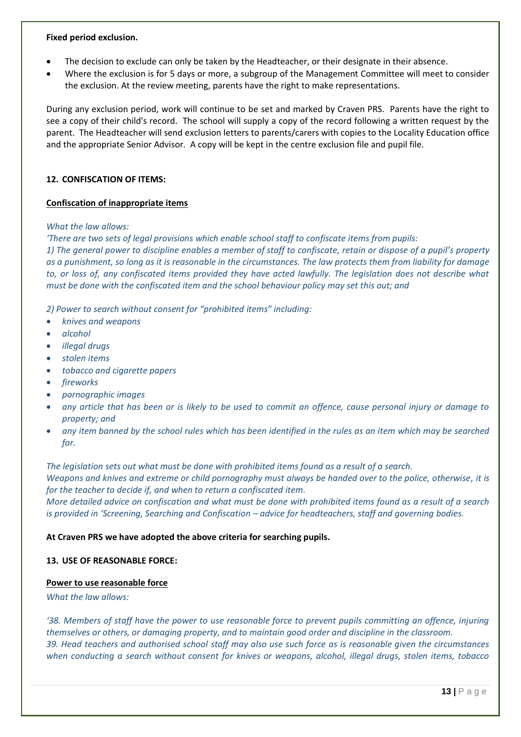**Fixed period exclusion.**

- The decision to exclude can only be taken by the Headteacher, or their designate in their absence.
- Where the exclusion is for 5 days or more, a subgroup of the Management Committee will meet to consider the exclusion. At the review meeting, parents have the right to make representations.

During any exclusion period, work will continue to be set and marked by Craven PRS. Parents have the right to see a copy of their child's record. The school will supply a copy of the record following a written request by the parent. The Headteacher will send exclusion letters to parents/carers with copies to the Locality Education office and the appropriate Senior Advisor. A copy will be kept in the centre exclusion file and pupil file.

## 12. CONFISCATION OF ITEMS:

### Confiscation of inappropriate items

*What the law allows:*

*'There are two sets of legal provisions which enable school staff to confiscate items from pupils:*

*1) The general power to discipline enables a member of staff to confiscate, retain or dispose of a pupil's property as a punishment, so long as it is reasonable in the circumstances. The law protects them from liability for damage to, or loss of, any confiscated items provided they have acted lawfully. The legislation does not describe what must be done with the confiscated item and the school behaviour policy may set this out; and*

*2) Power to search without consent for "prohibited items" including:*

- *knives and weapons*
- *alcohol*
- *illegal drugs*
- *stolen items*
- *tobacco and cigarette papers*
- *fireworks*
- *pornographic images*
- *any article that has been or is likely to be used to commit an offence, cause personal injury or damage to property; and*
- *any item banned by the school rules which has been identified in the rules as an item which may be searched for.*

*The legislation sets out what must be done with prohibited items found as a result of a search.*
*Weapons and knives and extreme or child pornography must always be handed over to the police, otherwise, it is for the teacher to decide if, and when to return a confiscated item.*
*More detailed advice on confiscation and what must be done with prohibited items found as a result of a search is provided in 'Screening, Searching and Confiscation – advice for headteachers, staff and governing bodies.*

**At Craven PRS we have adopted the above criteria for searching pupils.**

## 13. USE OF REASONABLE FORCE:

### Power to use reasonable force

*What the law allows:*

*'38. Members of staff have the power to use reasonable force to prevent pupils committing an offence, injuring themselves or others, or damaging property, and to maintain good order and discipline in the classroom.*
*39. Head teachers and authorised school staff may also use such force as is reasonable given the circumstances when conducting a search without consent for knives or weapons, alcohol, illegal drugs, stolen items, tobacco*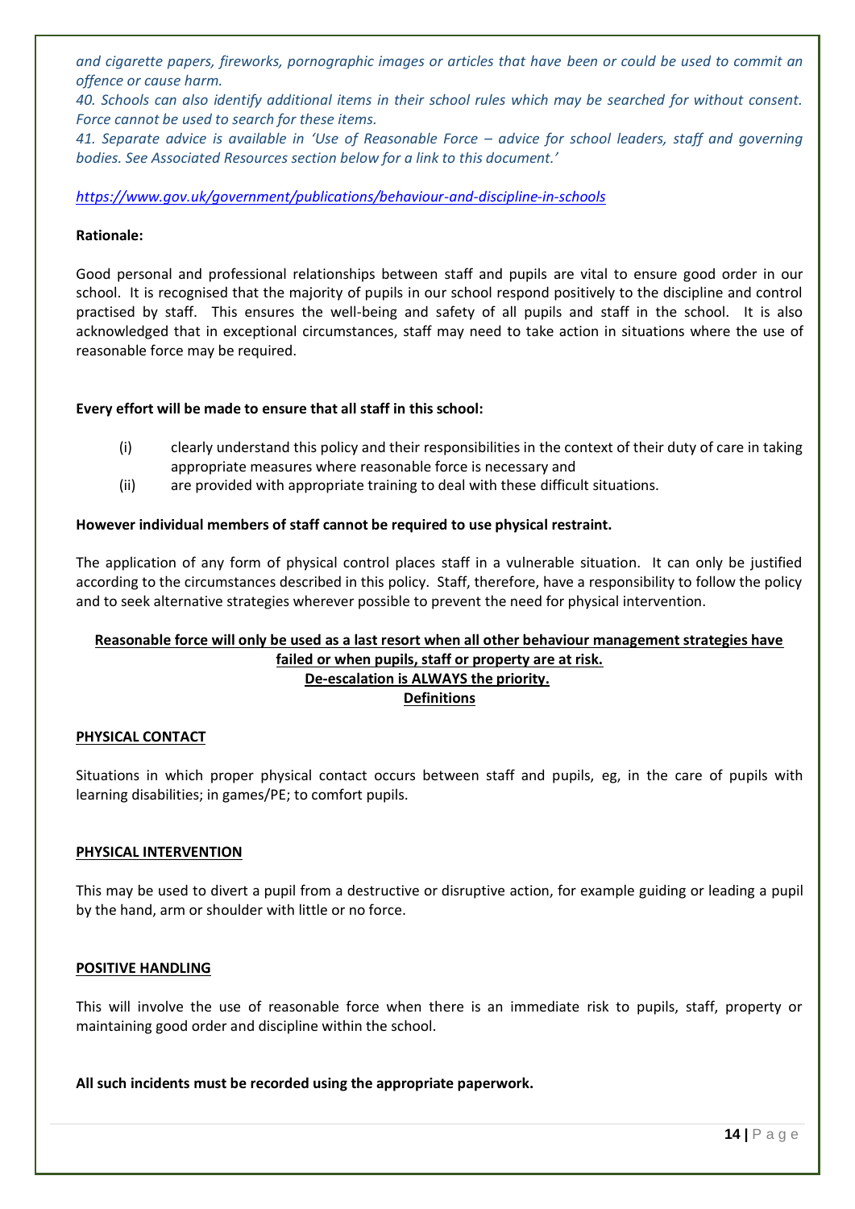*and cigarette papers, fireworks, pornographic images or articles that have been or could be used to commit an offence or cause harm.*

*40. Schools can also identify additional items in their school rules which may be searched for without consent. Force cannot be used to search for these items.*

*41. Separate advice is available in 'Use of Reasonable Force – advice for school leaders, staff and governing bodies. See Associated Resources section below for a link to this document.'*

*https://www.gov.uk/government/publications/behaviour-and-discipline-in-schools*

**Rationale:**

Good personal and professional relationships between staff and pupils are vital to ensure good order in our school. It is recognised that the majority of pupils in our school respond positively to the discipline and control practised by staff. This ensures the well-being and safety of all pupils and staff in the school. It is also acknowledged that in exceptional circumstances, staff may need to take action in situations where the use of reasonable force may be required.

**Every effort will be made to ensure that all staff in this school:**

(i) clearly understand this policy and their responsibilities in the context of their duty of care in taking appropriate measures where reasonable force is necessary and

(ii) are provided with appropriate training to deal with these difficult situations.

**However individual members of staff cannot be required to use physical restraint.**

The application of any form of physical control places staff in a vulnerable situation. It can only be justified according to the circumstances described in this policy. Staff, therefore, have a responsibility to follow the policy and to seek alternative strategies wherever possible to prevent the need for physical intervention.

**Reasonable force will only be used as a last resort when all other behaviour management strategies have failed or when pupils, staff or property are at risk.**

**De-escalation is ALWAYS the priority.**

**Definitions**

**PHYSICAL CONTACT**

Situations in which proper physical contact occurs between staff and pupils, eg, in the care of pupils with learning disabilities; in games/PE; to comfort pupils.

**PHYSICAL INTERVENTION**

This may be used to divert a pupil from a destructive or disruptive action, for example guiding or leading a pupil by the hand, arm or shoulder with little or no force.

**POSITIVE HANDLING**

This will involve the use of reasonable force when there is an immediate risk to pupils, staff, property or maintaining good order and discipline within the school.

**All such incidents must be recorded using the appropriate paperwork.**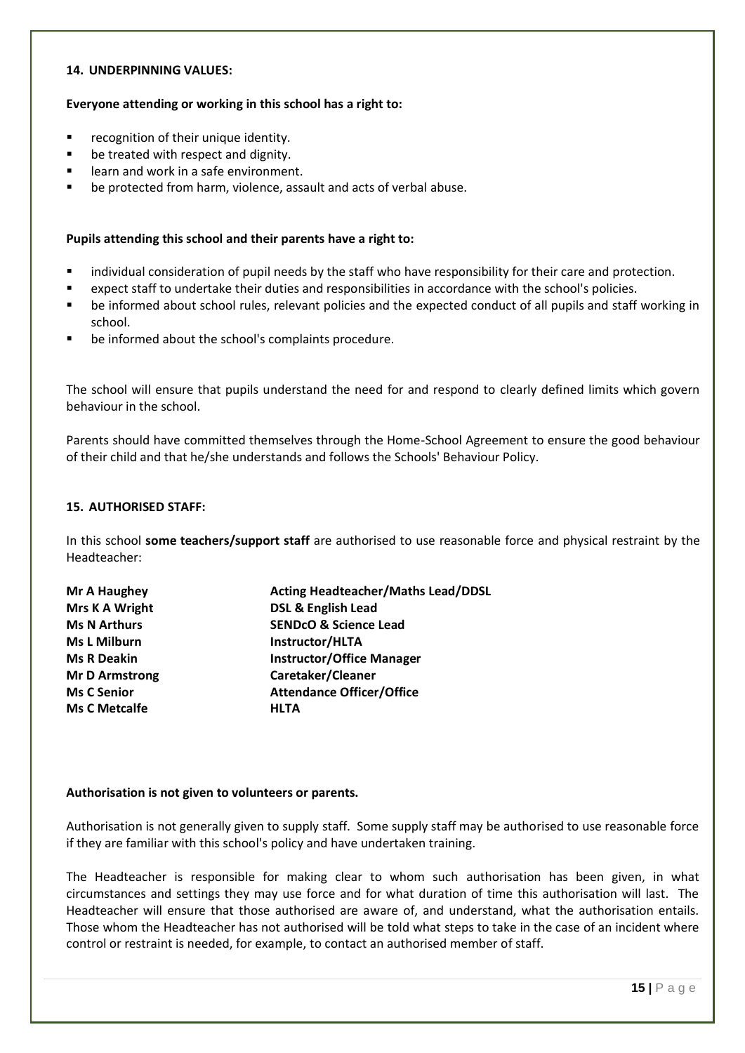### 14. UNDERPINNING VALUES:

**Everyone attending or working in this school has a right to:**

- recognition of their unique identity.
- be treated with respect and dignity.
- learn and work in a safe environment.
- be protected from harm, violence, assault and acts of verbal abuse.

**Pupils attending this school and their parents have a right to:**

- individual consideration of pupil needs by the staff who have responsibility for their care and protection.
- expect staff to undertake their duties and responsibilities in accordance with the school's policies.
- be informed about school rules, relevant policies and the expected conduct of all pupils and staff working in school.
- be informed about the school's complaints procedure.

The school will ensure that pupils understand the need for and respond to clearly defined limits which govern behaviour in the school.

Parents should have committed themselves through the Home-School Agreement to ensure the good behaviour of their child and that he/she understands and follows the Schools' Behaviour Policy.

### 15. AUTHORISED STAFF:

In this school **some teachers/support staff** are authorised to use reasonable force and physical restraint by the Headteacher:

| | |
|---|---|
| **Mr A Haughey** | **Acting Headteacher/Maths Lead/DDSL** |
| **Mrs K A Wright** | **DSL & English Lead** |
| **Ms N Arthurs** | **SENDcO & Science Lead** |
| **Ms L Milburn** | **Instructor/HLTA** |
| **Ms R Deakin** | **Instructor/Office Manager** |
| **Mr D Armstrong** | **Caretaker/Cleaner** |
| **Ms C Senior** | **Attendance Officer/Office** |
| **Ms C Metcalfe** | **HLTA** |

**Authorisation is not given to volunteers or parents.**

Authorisation is not generally given to supply staff. Some supply staff may be authorised to use reasonable force if they are familiar with this school's policy and have undertaken training.

The Headteacher is responsible for making clear to whom such authorisation has been given, in what circumstances and settings they may use force and for what duration of time this authorisation will last. The Headteacher will ensure that those authorised are aware of, and understand, what the authorisation entails. Those whom the Headteacher has not authorised will be told what steps to take in the case of an incident where control or restraint is needed, for example, to contact an authorised member of staff.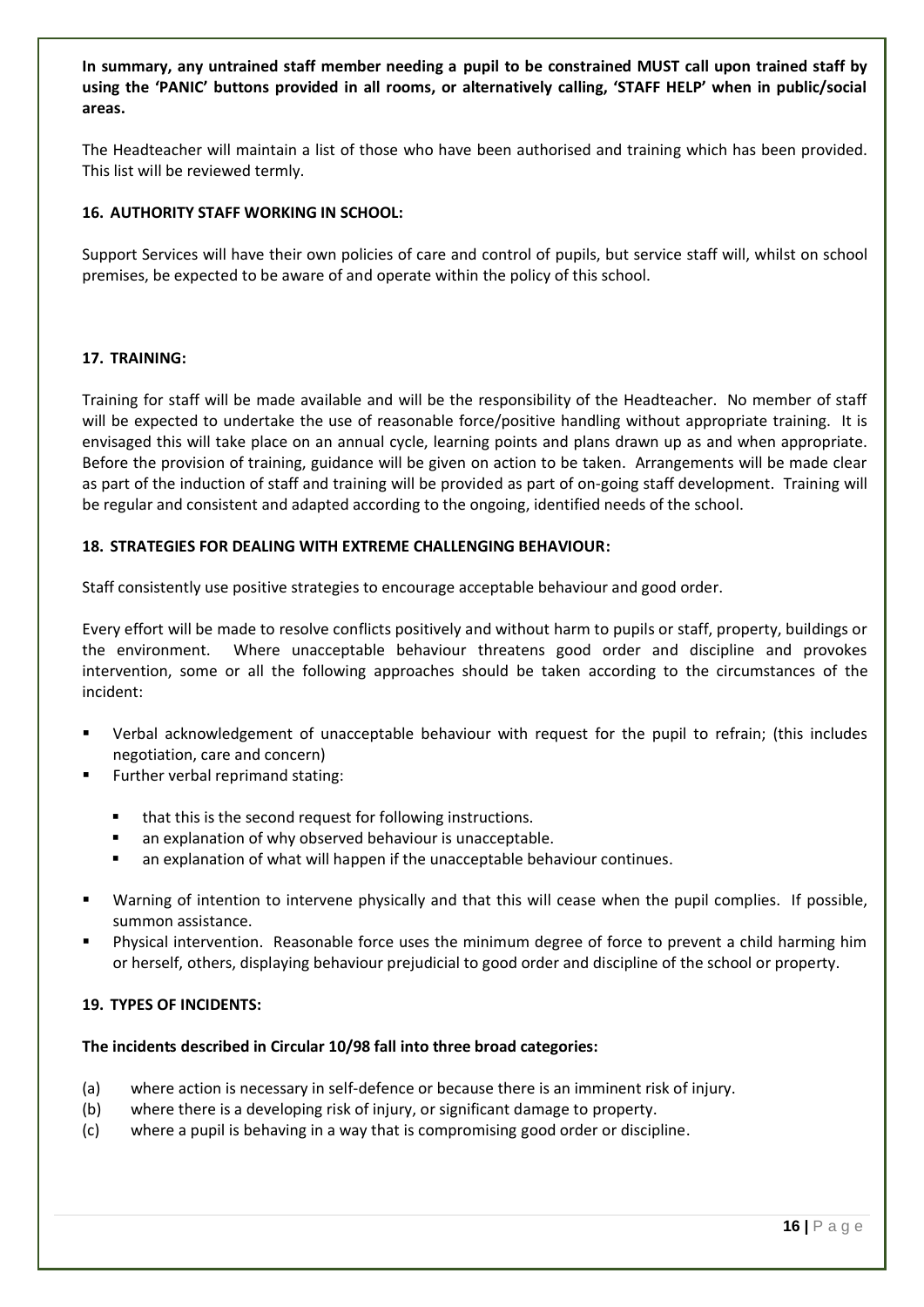**In summary, any untrained staff member needing a pupil to be constrained MUST call upon trained staff by using the 'PANIC' buttons provided in all rooms, or alternatively calling, 'STAFF HELP' when in public/social areas.**

The Headteacher will maintain a list of those who have been authorised and training which has been provided. This list will be reviewed termly.

### 16. AUTHORITY STAFF WORKING IN SCHOOL:

Support Services will have their own policies of care and control of pupils, but service staff will, whilst on school premises, be expected to be aware of and operate within the policy of this school.

### 17. TRAINING:

Training for staff will be made available and will be the responsibility of the Headteacher. No member of staff will be expected to undertake the use of reasonable force/positive handling without appropriate training. It is envisaged this will take place on an annual cycle, learning points and plans drawn up as and when appropriate. Before the provision of training, guidance will be given on action to be taken. Arrangements will be made clear as part of the induction of staff and training will be provided as part of on-going staff development. Training will be regular and consistent and adapted according to the ongoing, identified needs of the school.

### 18. STRATEGIES FOR DEALING WITH EXTREME CHALLENGING BEHAVIOUR:

Staff consistently use positive strategies to encourage acceptable behaviour and good order.

Every effort will be made to resolve conflicts positively and without harm to pupils or staff, property, buildings or the environment. Where unacceptable behaviour threatens good order and discipline and provokes intervention, some or all the following approaches should be taken according to the circumstances of the incident:

- Verbal acknowledgement of unacceptable behaviour with request for the pupil to refrain; (this includes negotiation, care and concern)
- Further verbal reprimand stating:
  - that this is the second request for following instructions.
  - an explanation of why observed behaviour is unacceptable.
  - an explanation of what will happen if the unacceptable behaviour continues.
- Warning of intention to intervene physically and that this will cease when the pupil complies. If possible, summon assistance.
- Physical intervention. Reasonable force uses the minimum degree of force to prevent a child harming him or herself, others, displaying behaviour prejudicial to good order and discipline of the school or property.

### 19. TYPES OF INCIDENTS:

**The incidents described in Circular 10/98 fall into three broad categories:**

(a) where action is necessary in self-defence or because there is an imminent risk of injury.
(b) where there is a developing risk of injury, or significant damage to property.
(c) where a pupil is behaving in a way that is compromising good order or discipline.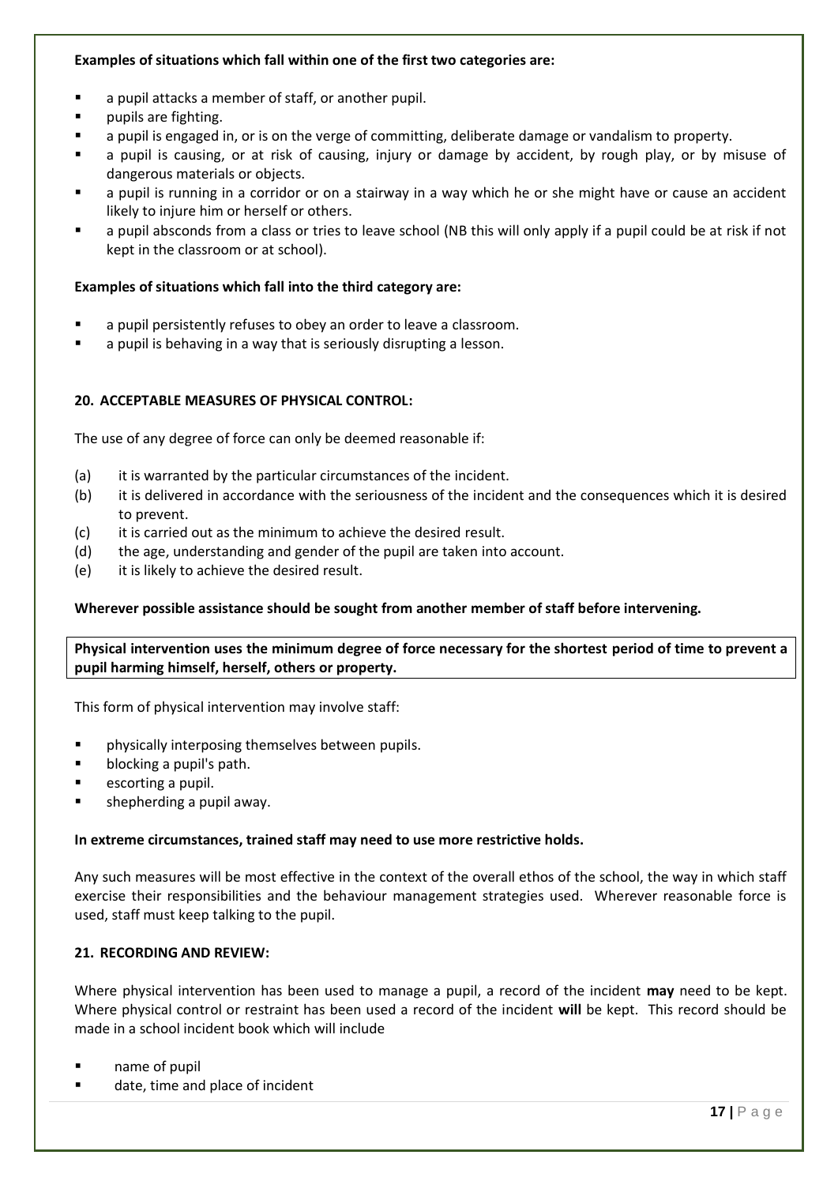**Examples of situations which fall within one of the first two categories are:**

- a pupil attacks a member of staff, or another pupil.
- pupils are fighting.
- a pupil is engaged in, or is on the verge of committing, deliberate damage or vandalism to property.
- a pupil is causing, or at risk of causing, injury or damage by accident, by rough play, or by misuse of dangerous materials or objects.
- a pupil is running in a corridor or on a stairway in a way which he or she might have or cause an accident likely to injure him or herself or others.
- a pupil absconds from a class or tries to leave school (NB this will only apply if a pupil could be at risk if not kept in the classroom or at school).

**Examples of situations which fall into the third category are:**

- a pupil persistently refuses to obey an order to leave a classroom.
- a pupil is behaving in a way that is seriously disrupting a lesson.

## 20. ACCEPTABLE MEASURES OF PHYSICAL CONTROL:

The use of any degree of force can only be deemed reasonable if:

(a) it is warranted by the particular circumstances of the incident.

(b) it is delivered in accordance with the seriousness of the incident and the consequences which it is desired to prevent.

(c) it is carried out as the minimum to achieve the desired result.

(d) the age, understanding and gender of the pupil are taken into account.

(e) it is likely to achieve the desired result.

**Wherever possible assistance should be sought from another member of staff before intervening.**

**Physical intervention uses the minimum degree of force necessary for the shortest period of time to prevent a pupil harming himself, herself, others or property.**

This form of physical intervention may involve staff:

- physically interposing themselves between pupils.
- blocking a pupil's path.
- escorting a pupil.
- shepherding a pupil away.

**In extreme circumstances, trained staff may need to use more restrictive holds.**

Any such measures will be most effective in the context of the overall ethos of the school, the way in which staff exercise their responsibilities and the behaviour management strategies used. Wherever reasonable force is used, staff must keep talking to the pupil.

## 21. RECORDING AND REVIEW:

Where physical intervention has been used to manage a pupil, a record of the incident **may** need to be kept. Where physical control or restraint has been used a record of the incident **will** be kept. This record should be made in a school incident book which will include

- name of pupil
- date, time and place of incident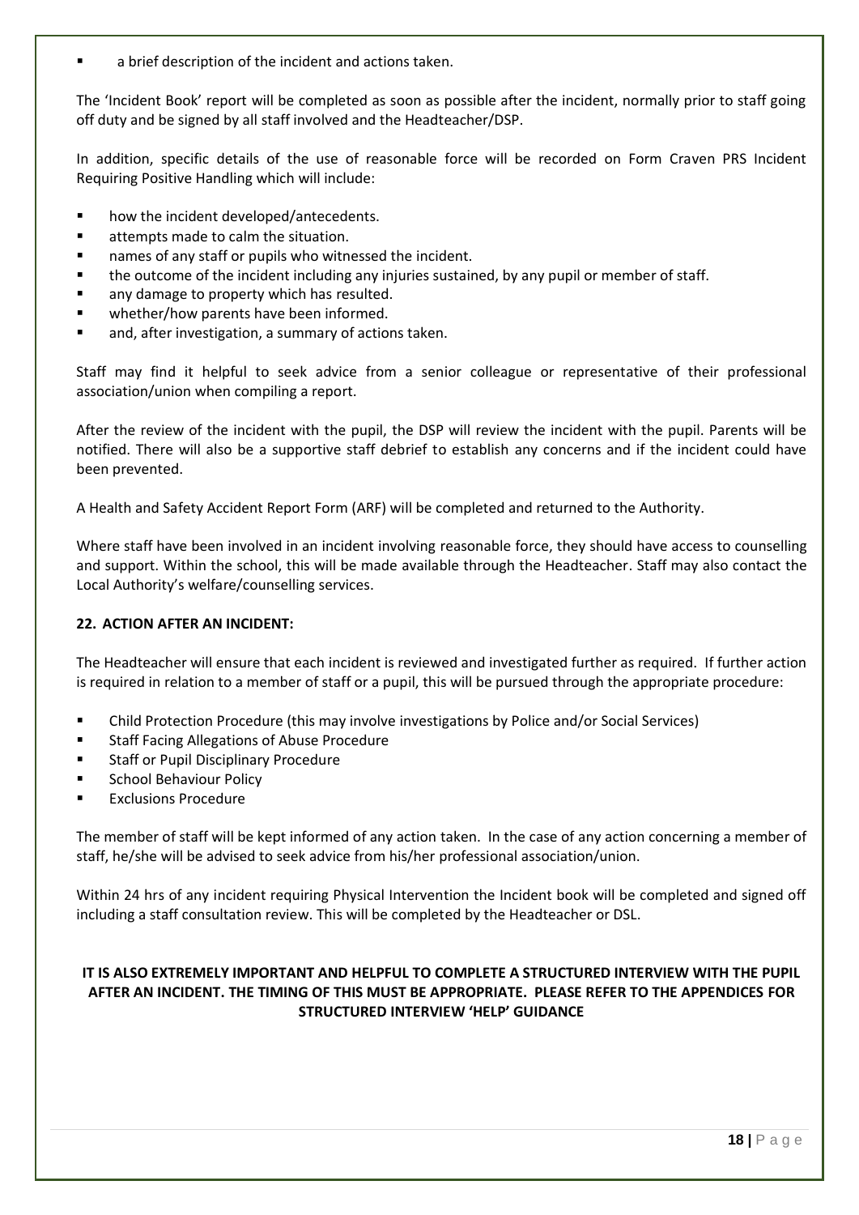- a brief description of the incident and actions taken.

The 'Incident Book' report will be completed as soon as possible after the incident, normally prior to staff going off duty and be signed by all staff involved and the Headteacher/DSP.

In addition, specific details of the use of reasonable force will be recorded on Form Craven PRS Incident Requiring Positive Handling which will include:

- how the incident developed/antecedents.
- attempts made to calm the situation.
- names of any staff or pupils who witnessed the incident.
- the outcome of the incident including any injuries sustained, by any pupil or member of staff.
- any damage to property which has resulted.
- whether/how parents have been informed.
- and, after investigation, a summary of actions taken.

Staff may find it helpful to seek advice from a senior colleague or representative of their professional association/union when compiling a report.

After the review of the incident with the pupil, the DSP will review the incident with the pupil. Parents will be notified. There will also be a supportive staff debrief to establish any concerns and if the incident could have been prevented.

A Health and Safety Accident Report Form (ARF) will be completed and returned to the Authority.

Where staff have been involved in an incident involving reasonable force, they should have access to counselling and support. Within the school, this will be made available through the Headteacher. Staff may also contact the Local Authority's welfare/counselling services.

## 22. ACTION AFTER AN INCIDENT:

The Headteacher will ensure that each incident is reviewed and investigated further as required. If further action is required in relation to a member of staff or a pupil, this will be pursued through the appropriate procedure:

- Child Protection Procedure (this may involve investigations by Police and/or Social Services)
- Staff Facing Allegations of Abuse Procedure
- Staff or Pupil Disciplinary Procedure
- School Behaviour Policy
- Exclusions Procedure

The member of staff will be kept informed of any action taken. In the case of any action concerning a member of staff, he/she will be advised to seek advice from his/her professional association/union.

Within 24 hrs of any incident requiring Physical Intervention the Incident book will be completed and signed off including a staff consultation review. This will be completed by the Headteacher or DSL.

**IT IS ALSO EXTREMELY IMPORTANT AND HELPFUL TO COMPLETE A STRUCTURED INTERVIEW WITH THE PUPIL AFTER AN INCIDENT. THE TIMING OF THIS MUST BE APPROPRIATE. PLEASE REFER TO THE APPENDICES FOR STRUCTURED INTERVIEW 'HELP' GUIDANCE**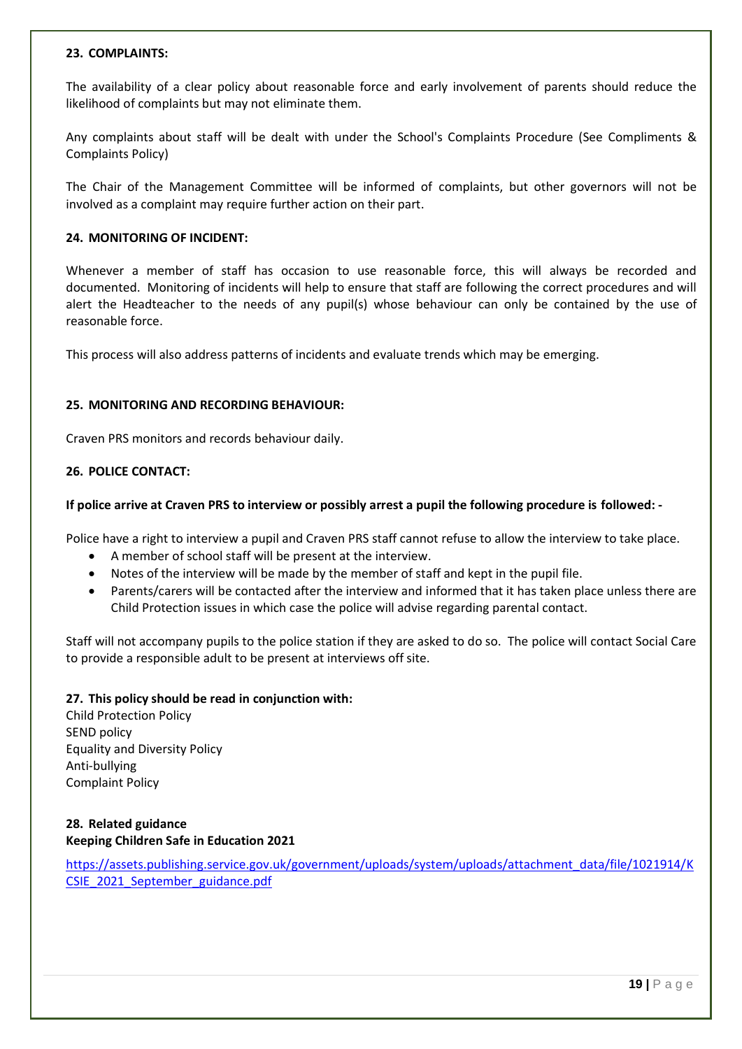## 23. COMPLAINTS:

The availability of a clear policy about reasonable force and early involvement of parents should reduce the likelihood of complaints but may not eliminate them.

Any complaints about staff will be dealt with under the School's Complaints Procedure (See Compliments & Complaints Policy)

The Chair of the Management Committee will be informed of complaints, but other governors will not be involved as a complaint may require further action on their part.

## 24. MONITORING OF INCIDENT:

Whenever a member of staff has occasion to use reasonable force, this will always be recorded and documented. Monitoring of incidents will help to ensure that staff are following the correct procedures and will alert the Headteacher to the needs of any pupil(s) whose behaviour can only be contained by the use of reasonable force.

This process will also address patterns of incidents and evaluate trends which may be emerging.

## 25. MONITORING AND RECORDING BEHAVIOUR:

Craven PRS monitors and records behaviour daily.

## 26. POLICE CONTACT:

**If police arrive at Craven PRS to interview or possibly arrest a pupil the following procedure is followed: -**

Police have a right to interview a pupil and Craven PRS staff cannot refuse to allow the interview to take place.

- A member of school staff will be present at the interview.
- Notes of the interview will be made by the member of staff and kept in the pupil file.
- Parents/carers will be contacted after the interview and informed that it has taken place unless there are Child Protection issues in which case the police will advise regarding parental contact.

Staff will not accompany pupils to the police station if they are asked to do so. The police will contact Social Care to provide a responsible adult to be present at interviews off site.

## 27. This policy should be read in conjunction with:

Child Protection Policy
SEND policy
Equality and Diversity Policy
Anti-bullying
Complaint Policy

## 28. Related guidance

**Keeping Children Safe in Education 2021**

https://assets.publishing.service.gov.uk/government/uploads/system/uploads/attachment_data/file/1021914/KCSIE_2021_September_guidance.pdf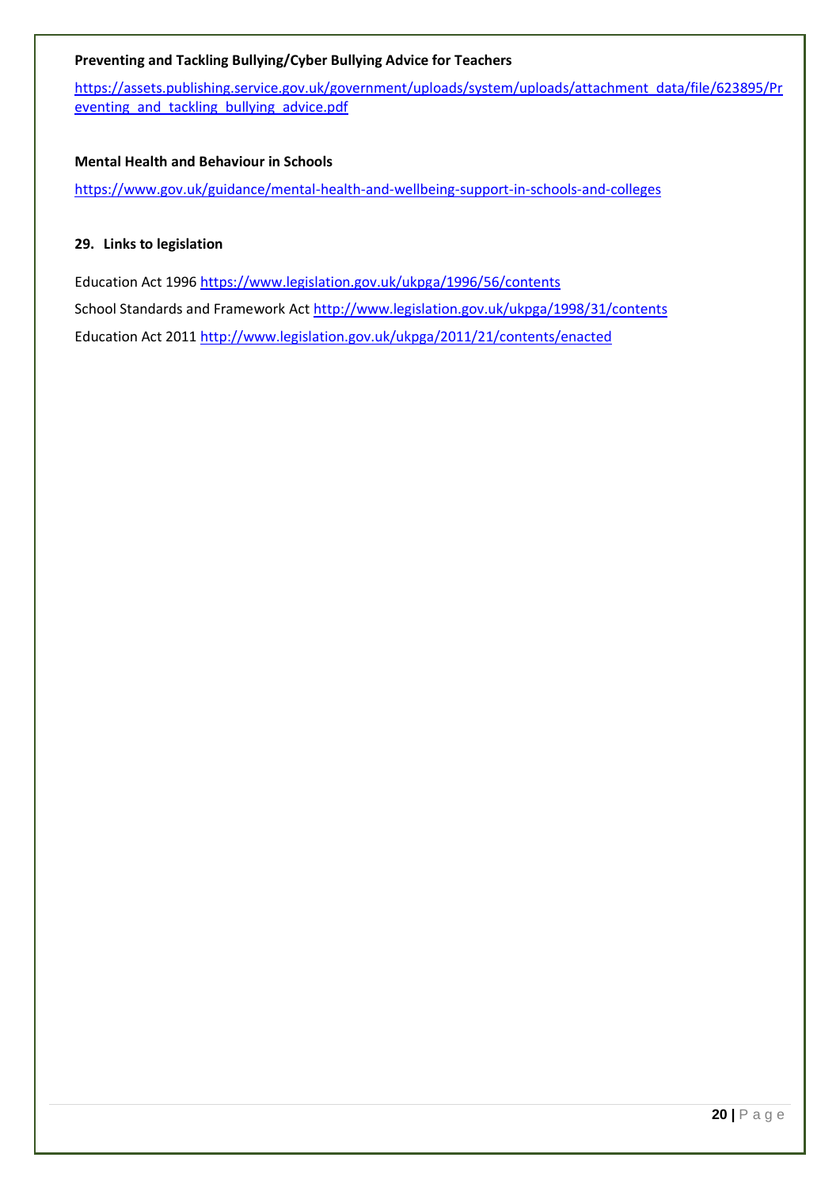**Preventing and Tackling Bullying/Cyber Bullying Advice for Teachers**

https://assets.publishing.service.gov.uk/government/uploads/system/uploads/attachment_data/file/623895/Preventing_and_tackling_bullying_advice.pdf

**Mental Health and Behaviour in Schools**

https://www.gov.uk/guidance/mental-health-and-wellbeing-support-in-schools-and-colleges

## 29. Links to legislation

Education Act 1996 https://www.legislation.gov.uk/ukpga/1996/56/contents

School Standards and Framework Act http://www.legislation.gov.uk/ukpga/1998/31/contents

Education Act 2011 http://www.legislation.gov.uk/ukpga/2011/21/contents/enacted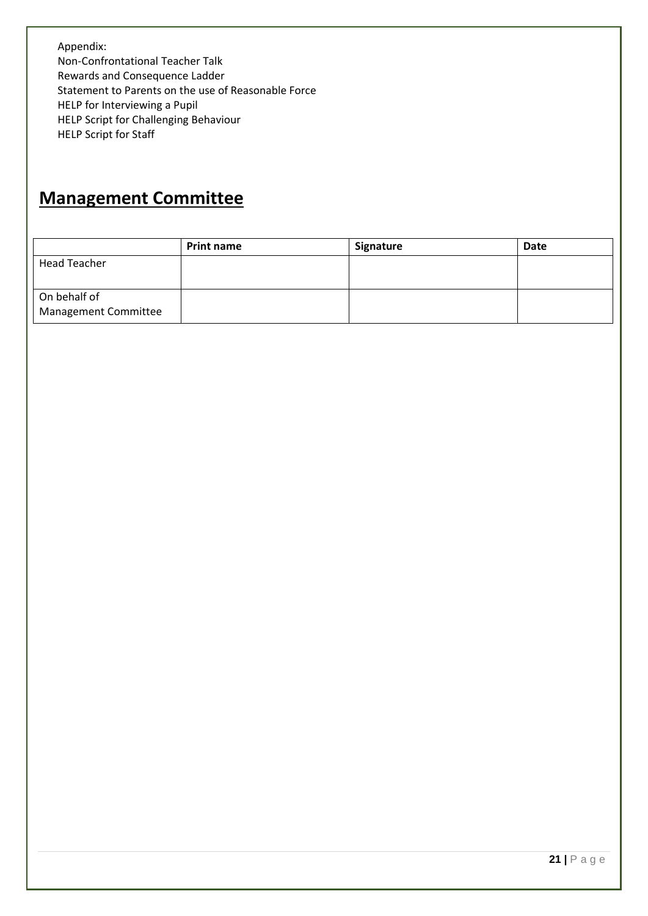Appendix:
Non-Confrontational Teacher Talk
Rewards and Consequence Ladder
Statement to Parents on the use of Reasonable Force
HELP for Interviewing a Pupil
HELP Script for Challenging Behaviour
HELP Script for Staff

# Management Committee

| | **Print name** | **Signature** | **Date** |
|---|---|---|---|
| Head Teacher | | | |
| On behalf of Management Committee | | | |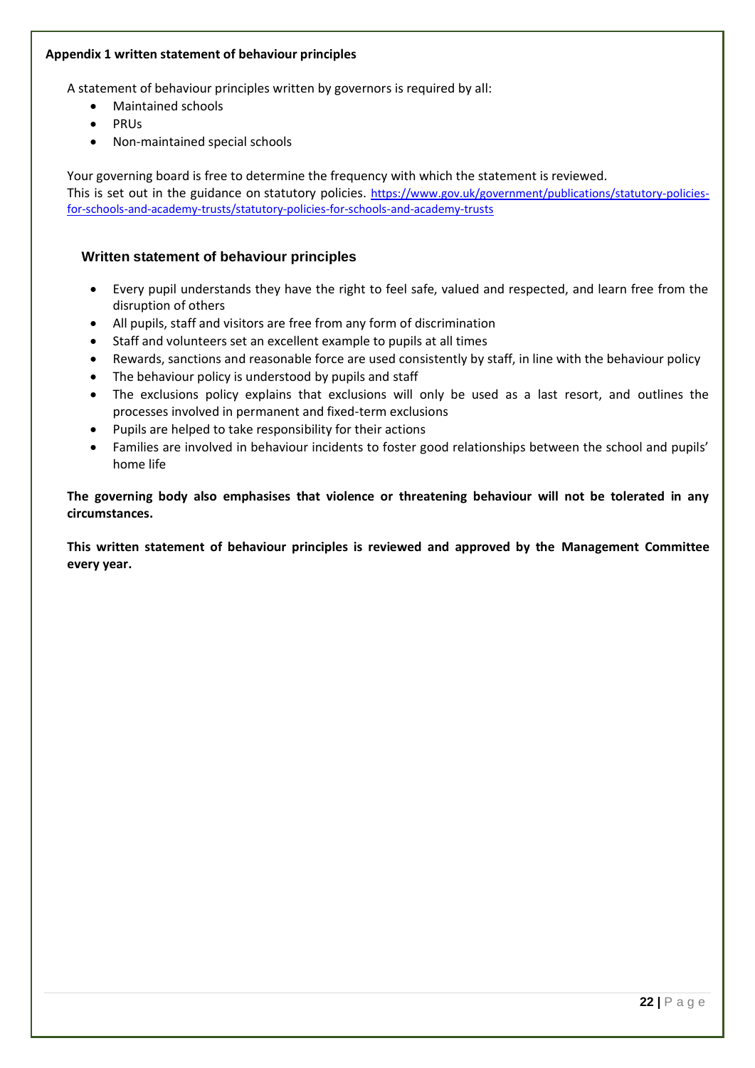**Appendix 1 written statement of behaviour principles**

A statement of behaviour principles written by governors is required by all:

- Maintained schools
- PRUs
- Non-maintained special schools

Your governing board is free to determine the frequency with which the statement is reviewed.
This is set out in the guidance on statutory policies. https://www.gov.uk/government/publications/statutory-policies-for-schools-and-academy-trusts/statutory-policies-for-schools-and-academy-trusts

## Written statement of behaviour principles

- Every pupil understands they have the right to feel safe, valued and respected, and learn free from the disruption of others
- All pupils, staff and visitors are free from any form of discrimination
- Staff and volunteers set an excellent example to pupils at all times
- Rewards, sanctions and reasonable force are used consistently by staff, in line with the behaviour policy
- The behaviour policy is understood by pupils and staff
- The exclusions policy explains that exclusions will only be used as a last resort, and outlines the processes involved in permanent and fixed-term exclusions
- Pupils are helped to take responsibility for their actions
- Families are involved in behaviour incidents to foster good relationships between the school and pupils' home life

**The governing body also emphasises that violence or threatening behaviour will not be tolerated in any circumstances.**

**This written statement of behaviour principles is reviewed and approved by the Management Committee every year.**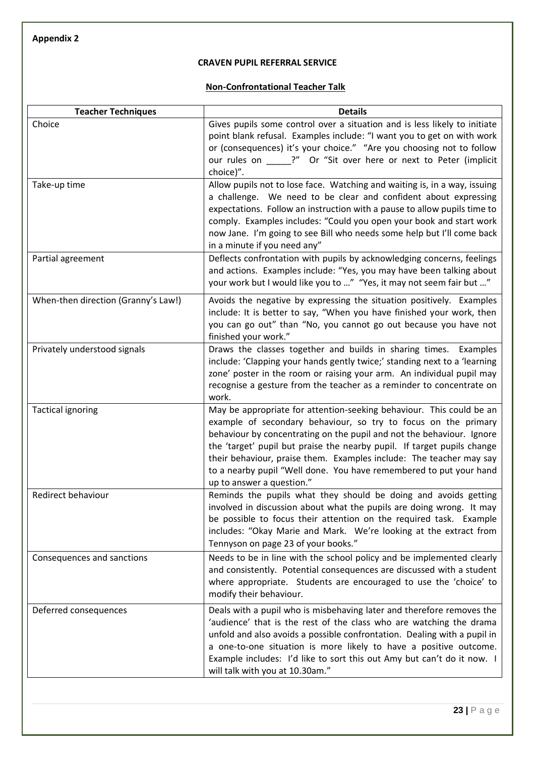**Appendix 2**

**CRAVEN PUPIL REFERRAL SERVICE**

**Non-Confrontational Teacher Talk**

| Teacher Techniques | Details |
|---|---|
| Choice | Gives pupils some control over a situation and is less likely to initiate point blank refusal. Examples include: "I want you to get on with work or (consequences) it's your choice." "Are you choosing not to follow our rules on _____?" Or "Sit over here or next to Peter (implicit choice)". |
| Take-up time | Allow pupils not to lose face. Watching and waiting is, in a way, issuing a challenge. We need to be clear and confident about expressing expectations. Follow an instruction with a pause to allow pupils time to comply. Examples includes: "Could you open your book and start work now Jane. I'm going to see Bill who needs some help but I'll come back in a minute if you need any" |
| Partial agreement | Deflects confrontation with pupils by acknowledging concerns, feelings and actions. Examples include: "Yes, you may have been talking about your work but I would like you to …" "Yes, it may not seem fair but …" |
| When-then direction (Granny's Law!) | Avoids the negative by expressing the situation positively. Examples include: It is better to say, "When you have finished your work, then you can go out" than "No, you cannot go out because you have not finished your work." |
| Privately understood signals | Draws the classes together and builds in sharing times. Examples include: 'Clapping your hands gently twice;' standing next to a 'learning zone' poster in the room or raising your arm. An individual pupil may recognise a gesture from the teacher as a reminder to concentrate on work. |
| Tactical ignoring | May be appropriate for attention-seeking behaviour. This could be an example of secondary behaviour, so try to focus on the primary behaviour by concentrating on the pupil and not the behaviour. Ignore the 'target' pupil but praise the nearby pupil. If target pupils change their behaviour, praise them. Examples include: The teacher may say to a nearby pupil "Well done. You have remembered to put your hand up to answer a question." |
| Redirect behaviour | Reminds the pupils what they should be doing and avoids getting involved in discussion about what the pupils are doing wrong. It may be possible to focus their attention on the required task. Example includes: "Okay Marie and Mark. We're looking at the extract from Tennyson on page 23 of your books." |
| Consequences and sanctions | Needs to be in line with the school policy and be implemented clearly and consistently. Potential consequences are discussed with a student where appropriate. Students are encouraged to use the 'choice' to modify their behaviour. |
| Deferred consequences | Deals with a pupil who is misbehaving later and therefore removes the 'audience' that is the rest of the class who are watching the drama unfold and also avoids a possible confrontation. Dealing with a pupil in a one-to-one situation is more likely to have a positive outcome. Example includes: I'd like to sort this out Amy but can't do it now. I will talk with you at 10.30am." |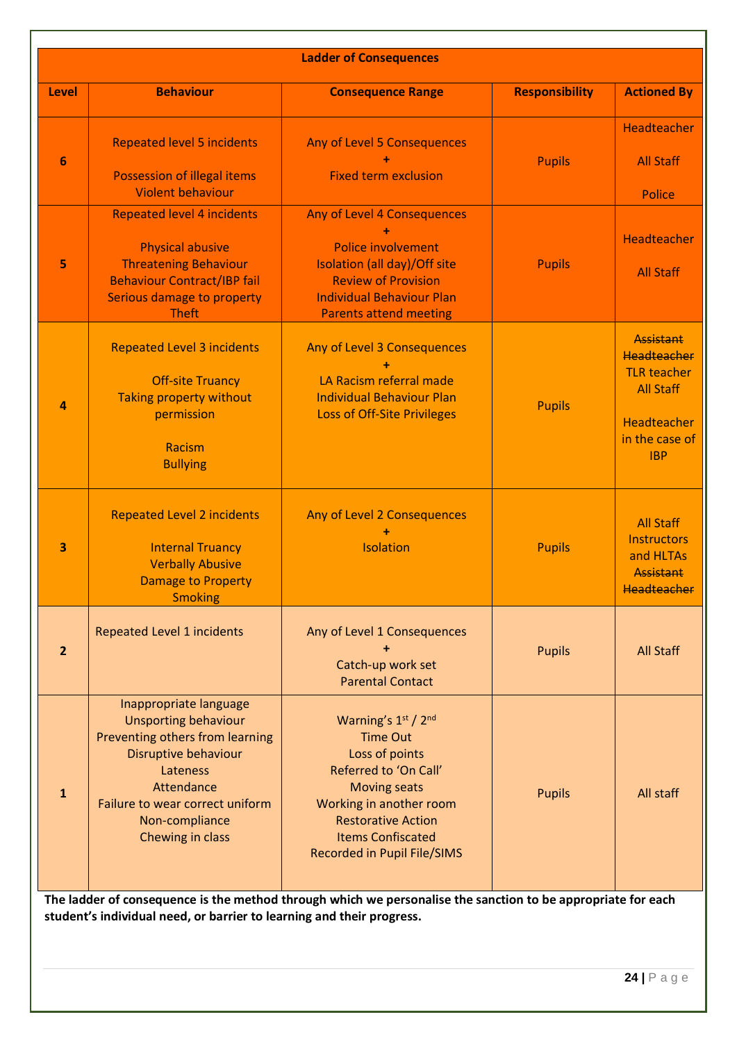| Ladder of Consequences | | | | |
|---|---|---|---|---|
| **Level** | **Behaviour** | **Consequence Range** | **Responsibility** | **Actioned By** |
| **6** | Repeated level 5 incidents<br><br>Possession of illegal items<br>Violent behaviour | Any of Level 5 Consequences<br>+<br>Fixed term exclusion | Pupils | Headteacher<br><br>All Staff<br><br>Police |
| **5** | Repeated level 4 incidents<br><br>Physical abusive<br>Threatening Behaviour<br>Behaviour Contract/IBP fail<br>Serious damage to property<br>Theft | Any of Level 4 Consequences<br>+<br>Police involvement<br>Isolation (all day)/Off site<br>Review of Provision<br>Individual Behaviour Plan<br>Parents attend meeting | Pupils | Headteacher<br><br>All Staff |
| **4** | Repeated Level 3 incidents<br><br>Off-site Truancy<br>Taking property without permission<br><br>Racism<br>Bullying | Any of Level 3 Consequences<br>+<br>LA Racism referral made<br>Individual Behaviour Plan<br>Loss of Off-Site Privileges | Pupils | ~~Assistant Headteacher~~<br>TLR teacher<br>All Staff<br><br>Headteacher in the case of IBP |
| **3** | Repeated Level 2 incidents<br><br>Internal Truancy<br>Verbally Abusive<br>Damage to Property<br>Smoking | Any of Level 2 Consequences<br>+<br>Isolation | Pupils | All Staff<br>Instructors and HLTAs<br>~~Assistant Headteacher~~ |
| **2** | Repeated Level 1 incidents | Any of Level 1 Consequences<br>+<br>Catch-up work set<br>Parental Contact | Pupils | All Staff |
| **1** | Inappropriate language<br>Unsporting behaviour<br>Preventing others from learning<br>Disruptive behaviour<br>Lateness<br>Attendance<br>Failure to wear correct uniform<br>Non-compliance<br>Chewing in class | Warning's 1st / 2nd<br>Time Out<br>Loss of points<br>Referred to 'On Call'<br>Moving seats<br>Working in another room<br>Restorative Action<br>Items Confiscated<br>Recorded in Pupil File/SIMS | Pupils | All staff |

**The ladder of consequence is the method through which we personalise the sanction to be appropriate for each student's individual need, or barrier to learning and their progress.**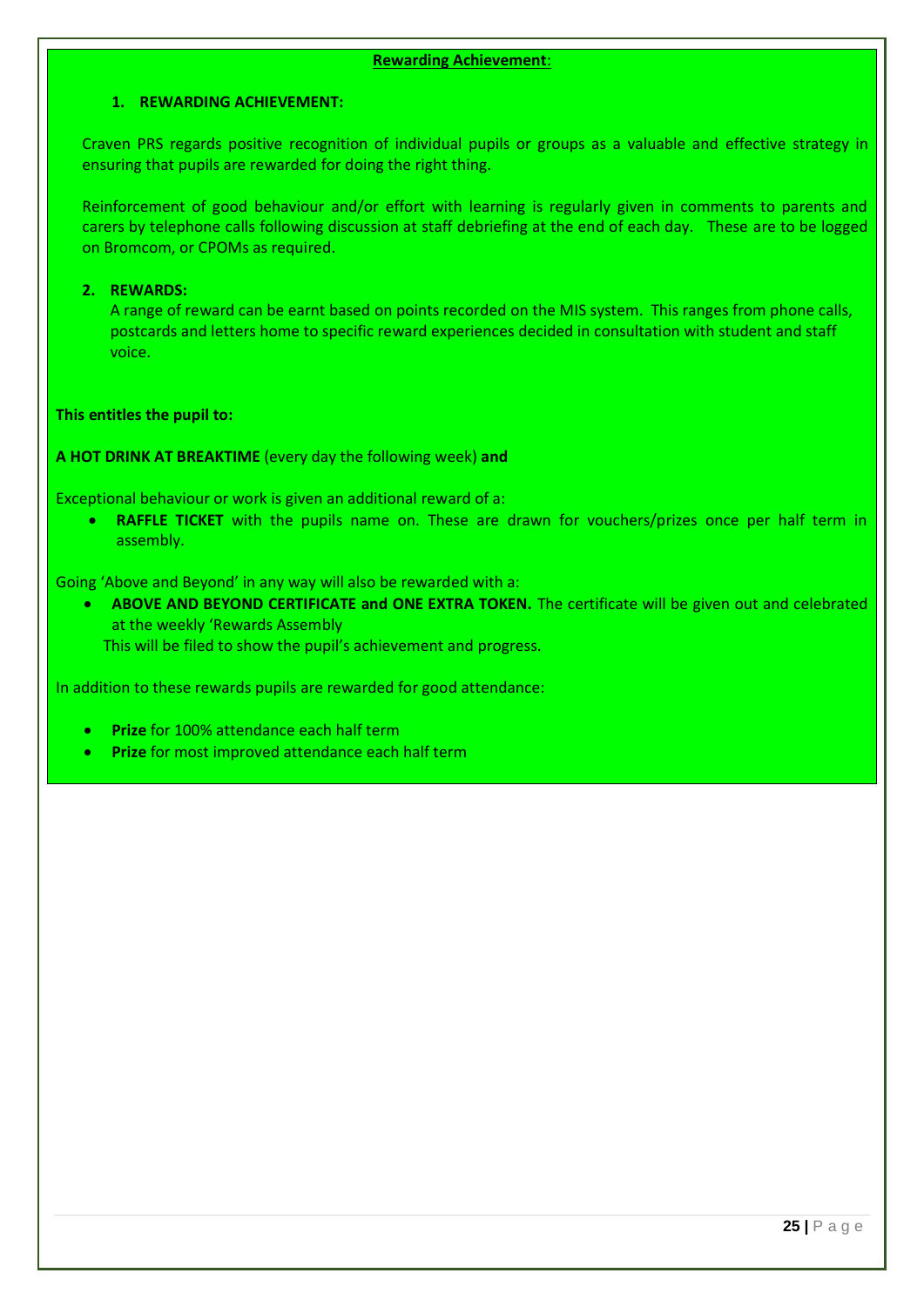## Rewarding Achievement:

### 1. REWARDING ACHIEVEMENT:

Craven PRS regards positive recognition of individual pupils or groups as a valuable and effective strategy in ensuring that pupils are rewarded for doing the right thing.

Reinforcement of good behaviour and/or effort with learning is regularly given in comments to parents and carers by telephone calls following discussion at staff debriefing at the end of each day. These are to be logged on Bromcom, or CPOMs as required.

### 2. REWARDS:

A range of reward can be earnt based on points recorded on the MIS system. This ranges from phone calls, postcards and letters home to specific reward experiences decided in consultation with student and staff voice.

**This entitles the pupil to:**

**A HOT DRINK AT BREAKTIME** (every day the following week) **and**

Exceptional behaviour or work is given an additional reward of a:

- **RAFFLE TICKET** with the pupils name on. These are drawn for vouchers/prizes once per half term in assembly.

Going 'Above and Beyond' in any way will also be rewarded with a:

- **ABOVE AND BEYOND CERTIFICATE and ONE EXTRA TOKEN.** The certificate will be given out and celebrated at the weekly 'Rewards Assembly

  This will be filed to show the pupil's achievement and progress.

In addition to these rewards pupils are rewarded for good attendance:

- **Prize** for 100% attendance each half term
- **Prize** for most improved attendance each half term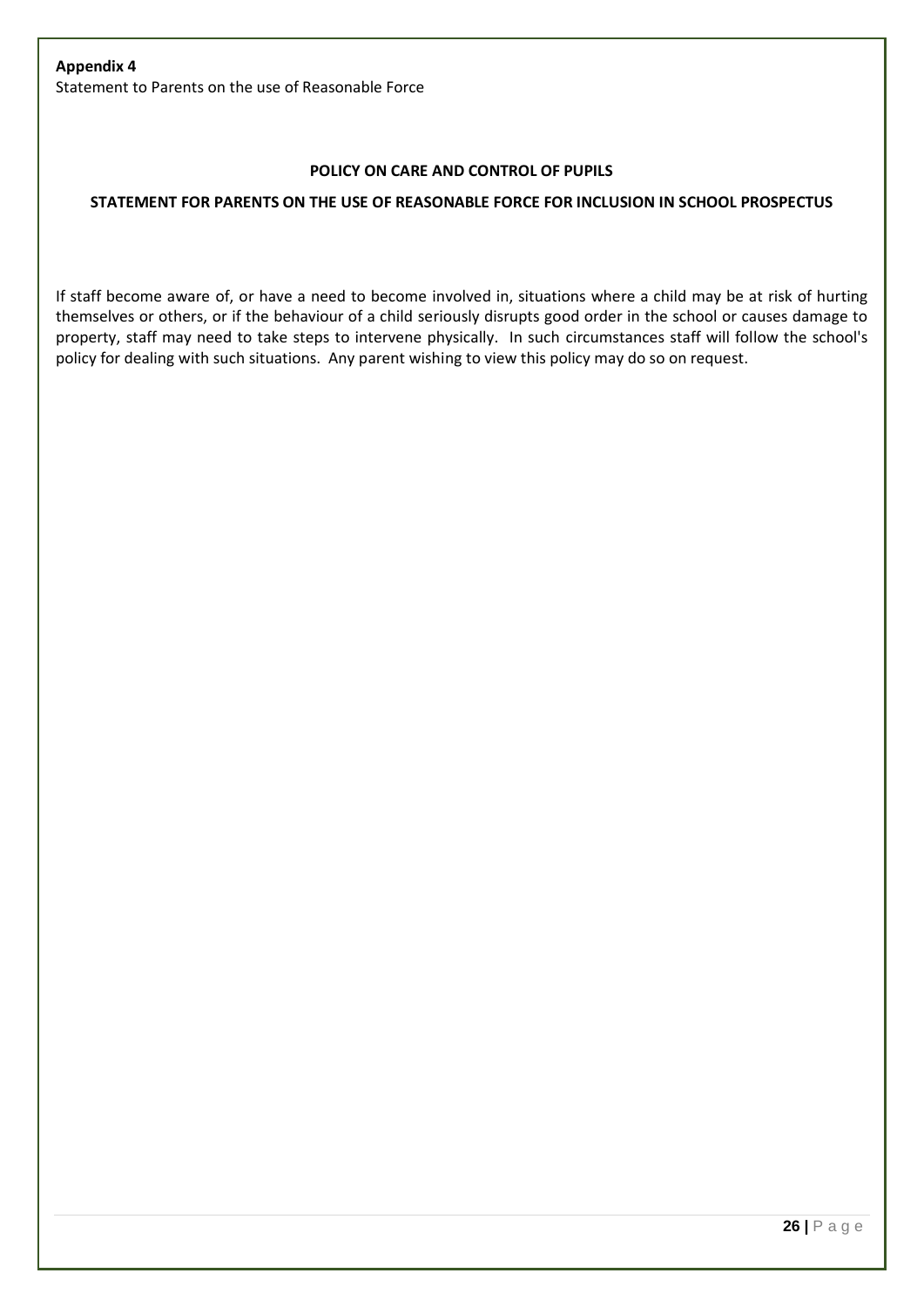**Appendix 4**

Statement to Parents on the use of Reasonable Force

**POLICY ON CARE AND CONTROL OF PUPILS**

**STATEMENT FOR PARENTS ON THE USE OF REASONABLE FORCE FOR INCLUSION IN SCHOOL PROSPECTUS**

If staff become aware of, or have a need to become involved in, situations where a child may be at risk of hurting themselves or others, or if the behaviour of a child seriously disrupts good order in the school or causes damage to property, staff may need to take steps to intervene physically. In such circumstances staff will follow the school's policy for dealing with such situations. Any parent wishing to view this policy may do so on request.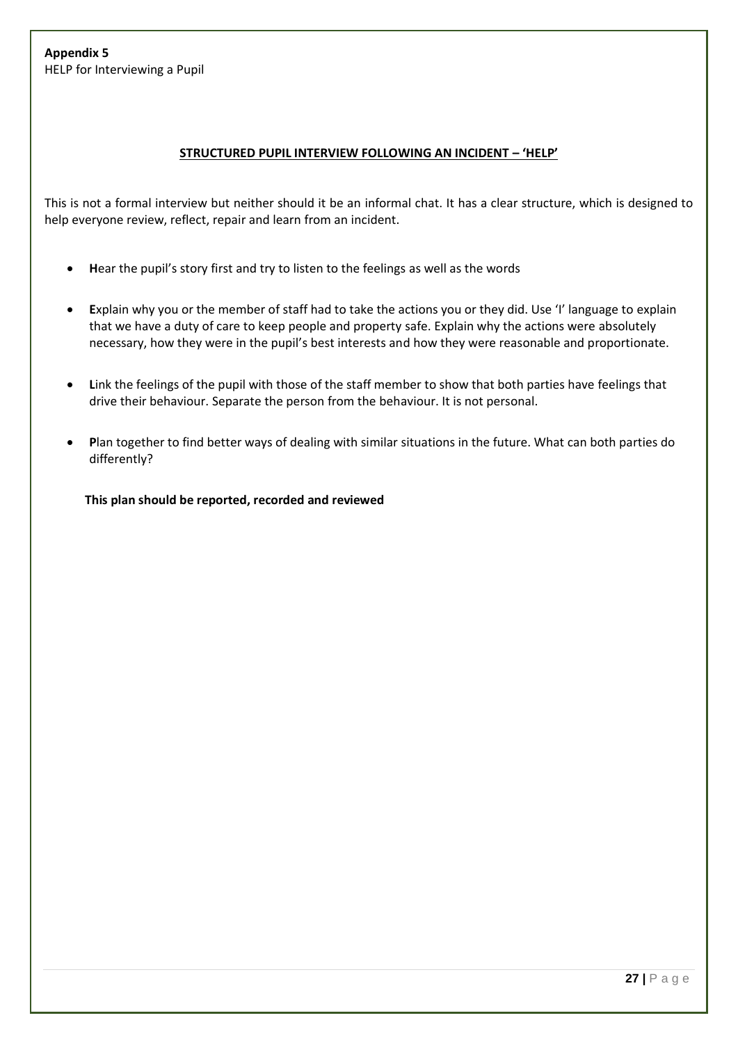**Appendix 5**

HELP for Interviewing a Pupil

## STRUCTURED PUPIL INTERVIEW FOLLOWING AN INCIDENT – 'HELP'

This is not a formal interview but neither should it be an informal chat. It has a clear structure, which is designed to help everyone review, reflect, repair and learn from an incident.

- **H**ear the pupil's story first and try to listen to the feelings as well as the words
- **E**xplain why you or the member of staff had to take the actions you or they did. Use 'I' language to explain that we have a duty of care to keep people and property safe. Explain why the actions were absolutely necessary, how they were in the pupil's best interests and how they were reasonable and proportionate.
- **L**ink the feelings of the pupil with those of the staff member to show that both parties have feelings that drive their behaviour. Separate the person from the behaviour. It is not personal.
- **P**lan together to find better ways of dealing with similar situations in the future. What can both parties do differently?

**This plan should be reported, recorded and reviewed**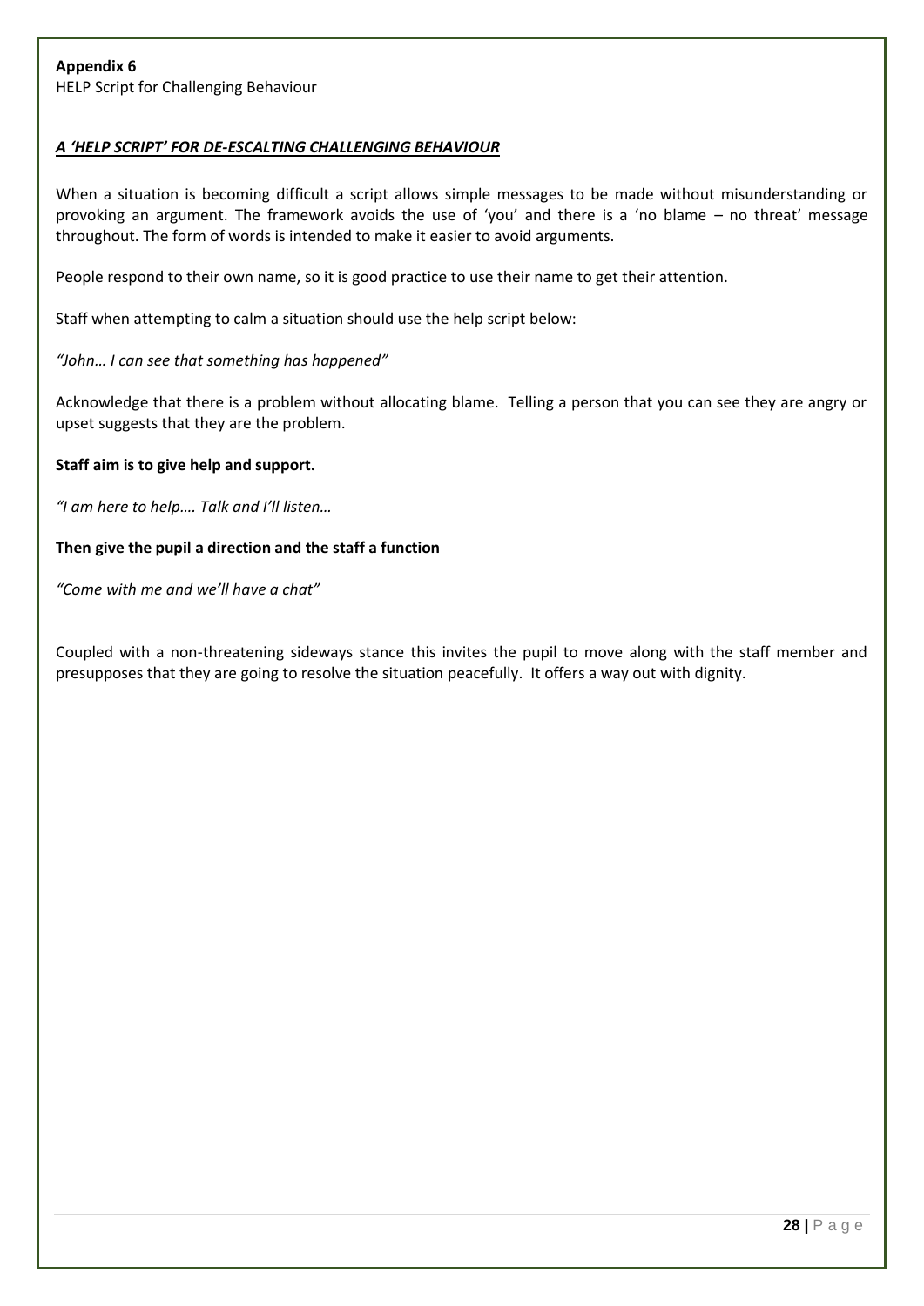**Appendix 6**

HELP Script for Challenging Behaviour

***<u>A 'HELP SCRIPT' FOR DE-ESCALTING CHALLENGING BEHAVIOUR</u>***

When a situation is becoming difficult a script allows simple messages to be made without misunderstanding or provoking an argument. The framework avoids the use of 'you' and there is a 'no blame – no threat' message throughout. The form of words is intended to make it easier to avoid arguments.

People respond to their own name, so it is good practice to use their name to get their attention.

Staff when attempting to calm a situation should use the help script below:

*"John… I can see that something has happened"*

Acknowledge that there is a problem without allocating blame. Telling a person that you can see they are angry or upset suggests that they are the problem.

**Staff aim is to give help and support.**

*"I am here to help…. Talk and I'll listen…*

**Then give the pupil a direction and the staff a function**

*"Come with me and we'll have a chat"*

Coupled with a non-threatening sideways stance this invites the pupil to move along with the staff member and presupposes that they are going to resolve the situation peacefully. It offers a way out with dignity.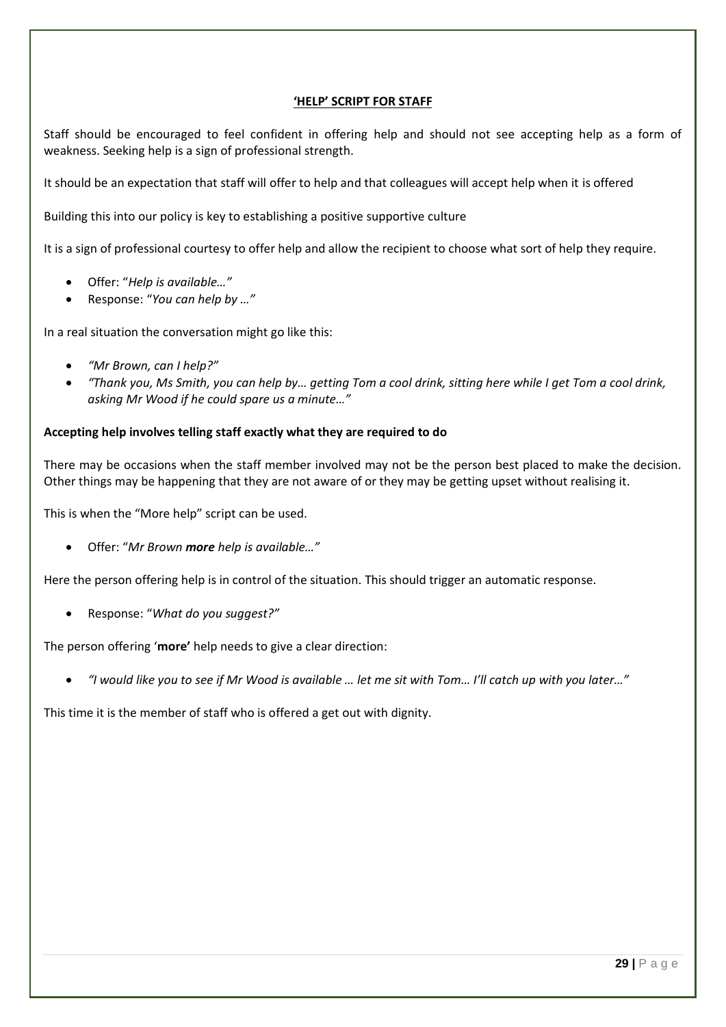## **'HELP' SCRIPT FOR STAFF**

Staff should be encouraged to feel confident in offering help and should not see accepting help as a form of weakness. Seeking help is a sign of professional strength.

It should be an expectation that staff will offer to help and that colleagues will accept help when it is offered

Building this into our policy is key to establishing a positive supportive culture

It is a sign of professional courtesy to offer help and allow the recipient to choose what sort of help they require.

- Offer: "*Help is available…"*
- Response: "*You can help by …"*

In a real situation the conversation might go like this:

- *"Mr Brown, can I help?"*
- *"Thank you, Ms Smith, you can help by… getting Tom a cool drink, sitting here while I get Tom a cool drink, asking Mr Wood if he could spare us a minute…"*

**Accepting help involves telling staff exactly what they are required to do**

There may be occasions when the staff member involved may not be the person best placed to make the decision. Other things may be happening that they are not aware of or they may be getting upset without realising it.

This is when the "More help" script can be used.

- Offer: "*Mr Brown* ***more*** *help is available…"*

Here the person offering help is in control of the situation. This should trigger an automatic response.

- Response: "*What do you suggest?"*

The person offering '**more'** help needs to give a clear direction:

- *"I would like you to see if Mr Wood is available … let me sit with Tom… I'll catch up with you later…"*

This time it is the member of staff who is offered a get out with dignity.